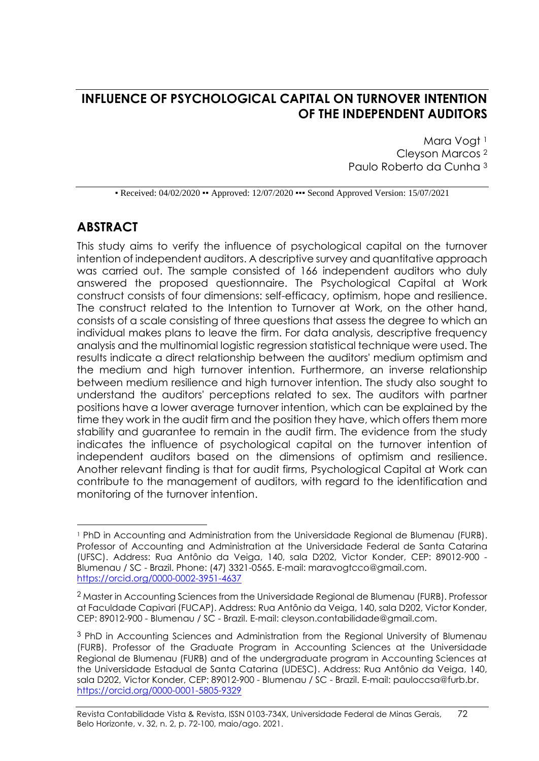# INFLUENCE OF PSYCHOLOGICAL CAPITAL ON TURNOVER INTENTION OF THE INDEPENDENT AUDITORS

Mara Vogt [1]
Cleyson Marcos [2]
Paulo Roberto da Cunha [3]

▪ Received: 04/02/2020 ▪▪ Approved: 12/07/2020 ▪▪▪ Second Approved Version: 15/07/2021

## ABSTRACT

This study aims to verify the influence of psychological capital on the turnover intention of independent auditors. A descriptive survey and quantitative approach was carried out. The sample consisted of 166 independent auditors who duly answered the proposed questionnaire. The Psychological Capital at Work construct consists of four dimensions: self-efficacy, optimism, hope and resilience. The construct related to the Intention to Turnover at Work, on the other hand, consists of a scale consisting of three questions that assess the degree to which an individual makes plans to leave the firm. For data analysis, descriptive frequency analysis and the multinomial logistic regression statistical technique were used. The results indicate a direct relationship between the auditors' medium optimism and the medium and high turnover intention. Furthermore, an inverse relationship between medium resilience and high turnover intention. The study also sought to understand the auditors' perceptions related to sex. The auditors with partner positions have a lower average turnover intention, which can be explained by the time they work in the audit firm and the position they have, which offers them more stability and guarantee to remain in the audit firm. The evidence from the study indicates the influence of psychological capital on the turnover intention of independent auditors based on the dimensions of optimism and resilience. Another relevant finding is that for audit firms, Psychological Capital at Work can contribute to the management of auditors, with regard to the identification and monitoring of the turnover intention.

---

[1] PhD in Accounting and Administration from the Universidade Regional de Blumenau (FURB). Professor of Accounting and Administration at the Universidade Federal de Santa Catarina (UFSC). Address: Rua Antônio da Veiga, 140, sala D202, Victor Konder, CEP: 89012-900 - Blumenau / SC - Brazil. Phone: (47) 3321-0565. E-mail: maravogtcco@gmail.com. https://orcid.org/0000-0002-3951-4637

[2] Master in Accounting Sciences from the Universidade Regional de Blumenau (FURB). Professor at Faculdade Capivari (FUCAP). Address: Rua Antônio da Veiga, 140, sala D202, Victor Konder, CEP: 89012-900 - Blumenau / SC - Brazil. E-mail: cleyson.contabilidade@gmail.com.

[3] PhD in Accounting Sciences and Administration from the Regional University of Blumenau (FURB). Professor of the Graduate Program in Accounting Sciences at the Universidade Regional de Blumenau (FURB) and of the undergraduate program in Accounting Sciences at the Universidade Estadual de Santa Catarina (UDESC). Address: Rua Antônio da Veiga, 140, sala D202, Victor Konder, CEP: 89012-900 - Blumenau / SC - Brazil. E-mail: pauloccsa@furb.br. https://orcid.org/0000-0001-5805-9329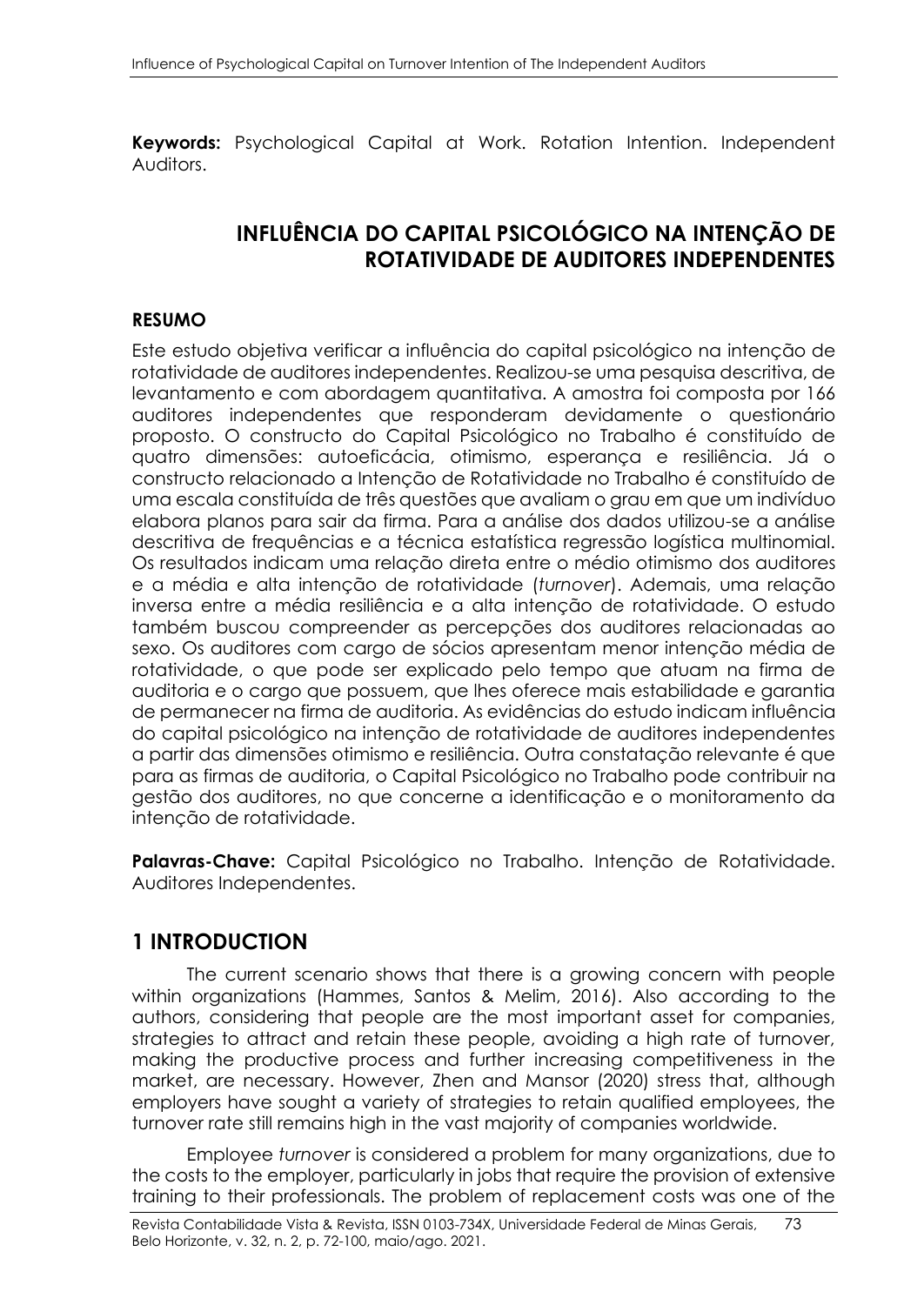**Keywords:** Psychological Capital at Work. Rotation Intention. Independent Auditors.

## INFLUÊNCIA DO CAPITAL PSICOLÓGICO NA INTENÇÃO DE ROTATIVIDADE DE AUDITORES INDEPENDENTES

### RESUMO

Este estudo objetiva verificar a influência do capital psicológico na intenção de rotatividade de auditores independentes. Realizou-se uma pesquisa descritiva, de levantamento e com abordagem quantitativa. A amostra foi composta por 166 auditores independentes que responderam devidamente o questionário proposto. O constructo do Capital Psicológico no Trabalho é constituído de quatro dimensões: autoeficácia, otimismo, esperança e resiliência. Já o constructo relacionado a Intenção de Rotatividade no Trabalho é constituído de uma escala constituída de três questões que avaliam o grau em que um indivíduo elabora planos para sair da firma. Para a análise dos dados utilizou-se a análise descritiva de frequências e a técnica estatística regressão logística multinomial. Os resultados indicam uma relação direta entre o médio otimismo dos auditores e a média e alta intenção de rotatividade (*turnover*). Ademais, uma relação inversa entre a média resiliência e a alta intenção de rotatividade. O estudo também buscou compreender as percepções dos auditores relacionadas ao sexo. Os auditores com cargo de sócios apresentam menor intenção média de rotatividade, o que pode ser explicado pelo tempo que atuam na firma de auditoria e o cargo que possuem, que lhes oferece mais estabilidade e garantia de permanecer na firma de auditoria. As evidências do estudo indicam influência do capital psicológico na intenção de rotatividade de auditores independentes a partir das dimensões otimismo e resiliência. Outra constatação relevante é que para as firmas de auditoria, o Capital Psicológico no Trabalho pode contribuir na gestão dos auditores, no que concerne a identificação e o monitoramento da intenção de rotatividade.

**Palavras-Chave:** Capital Psicológico no Trabalho. Intenção de Rotatividade. Auditores Independentes.

## 1 INTRODUCTION

The current scenario shows that there is a growing concern with people within organizations (Hammes, Santos & Melim, 2016). Also according to the authors, considering that people are the most important asset for companies, strategies to attract and retain these people, avoiding a high rate of turnover, making the productive process and further increasing competitiveness in the market, are necessary. However, Zhen and Mansor (2020) stress that, although employers have sought a variety of strategies to retain qualified employees, the turnover rate still remains high in the vast majority of companies worldwide.

Employee *turnover* is considered a problem for many organizations, due to the costs to the employer, particularly in jobs that require the provision of extensive training to their professionals. The problem of replacement costs was one of the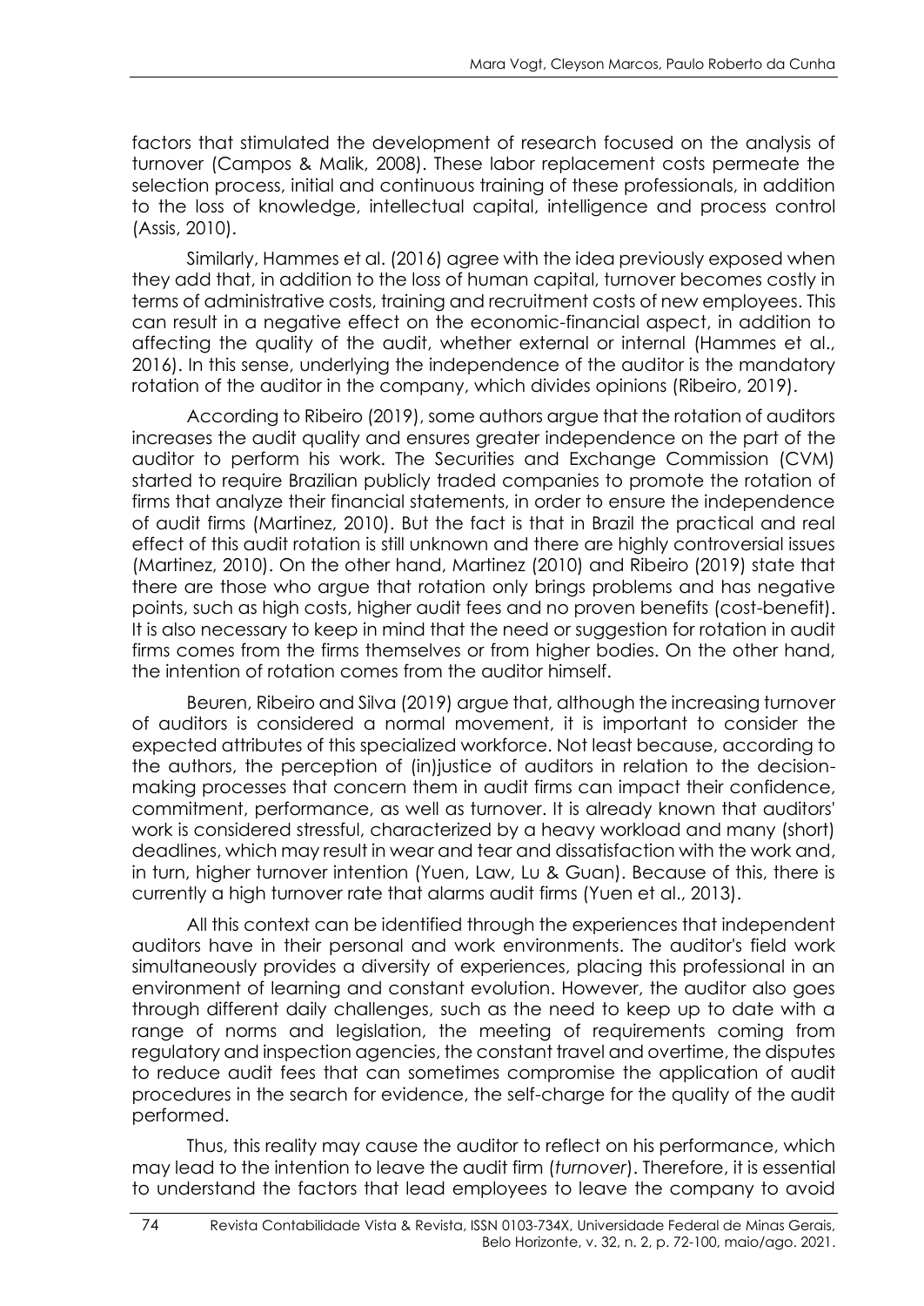factors that stimulated the development of research focused on the analysis of turnover (Campos & Malik, 2008). These labor replacement costs permeate the selection process, initial and continuous training of these professionals, in addition to the loss of knowledge, intellectual capital, intelligence and process control (Assis, 2010).

Similarly, Hammes et al. (2016) agree with the idea previously exposed when they add that, in addition to the loss of human capital, turnover becomes costly in terms of administrative costs, training and recruitment costs of new employees. This can result in a negative effect on the economic-financial aspect, in addition to affecting the quality of the audit, whether external or internal (Hammes et al., 2016). In this sense, underlying the independence of the auditor is the mandatory rotation of the auditor in the company, which divides opinions (Ribeiro, 2019).

According to Ribeiro (2019), some authors argue that the rotation of auditors increases the audit quality and ensures greater independence on the part of the auditor to perform his work. The Securities and Exchange Commission (CVM) started to require Brazilian publicly traded companies to promote the rotation of firms that analyze their financial statements, in order to ensure the independence of audit firms (Martinez, 2010). But the fact is that in Brazil the practical and real effect of this audit rotation is still unknown and there are highly controversial issues (Martinez, 2010). On the other hand, Martinez (2010) and Ribeiro (2019) state that there are those who argue that rotation only brings problems and has negative points, such as high costs, higher audit fees and no proven benefits (cost-benefit). It is also necessary to keep in mind that the need or suggestion for rotation in audit firms comes from the firms themselves or from higher bodies. On the other hand, the intention of rotation comes from the auditor himself.

Beuren, Ribeiro and Silva (2019) argue that, although the increasing turnover of auditors is considered a normal movement, it is important to consider the expected attributes of this specialized workforce. Not least because, according to the authors, the perception of (in)justice of auditors in relation to the decision-making processes that concern them in audit firms can impact their confidence, commitment, performance, as well as turnover. It is already known that auditors' work is considered stressful, characterized by a heavy workload and many (short) deadlines, which may result in wear and tear and dissatisfaction with the work and, in turn, higher turnover intention (Yuen, Law, Lu & Guan). Because of this, there is currently a high turnover rate that alarms audit firms (Yuen et al., 2013).

All this context can be identified through the experiences that independent auditors have in their personal and work environments. The auditor's field work simultaneously provides a diversity of experiences, placing this professional in an environment of learning and constant evolution. However, the auditor also goes through different daily challenges, such as the need to keep up to date with a range of norms and legislation, the meeting of requirements coming from regulatory and inspection agencies, the constant travel and overtime, the disputes to reduce audit fees that can sometimes compromise the application of audit procedures in the search for evidence, the self-charge for the quality of the audit performed.

Thus, this reality may cause the auditor to reflect on his performance, which may lead to the intention to leave the audit firm (*turnover*). Therefore, it is essential to understand the factors that lead employees to leave the company to avoid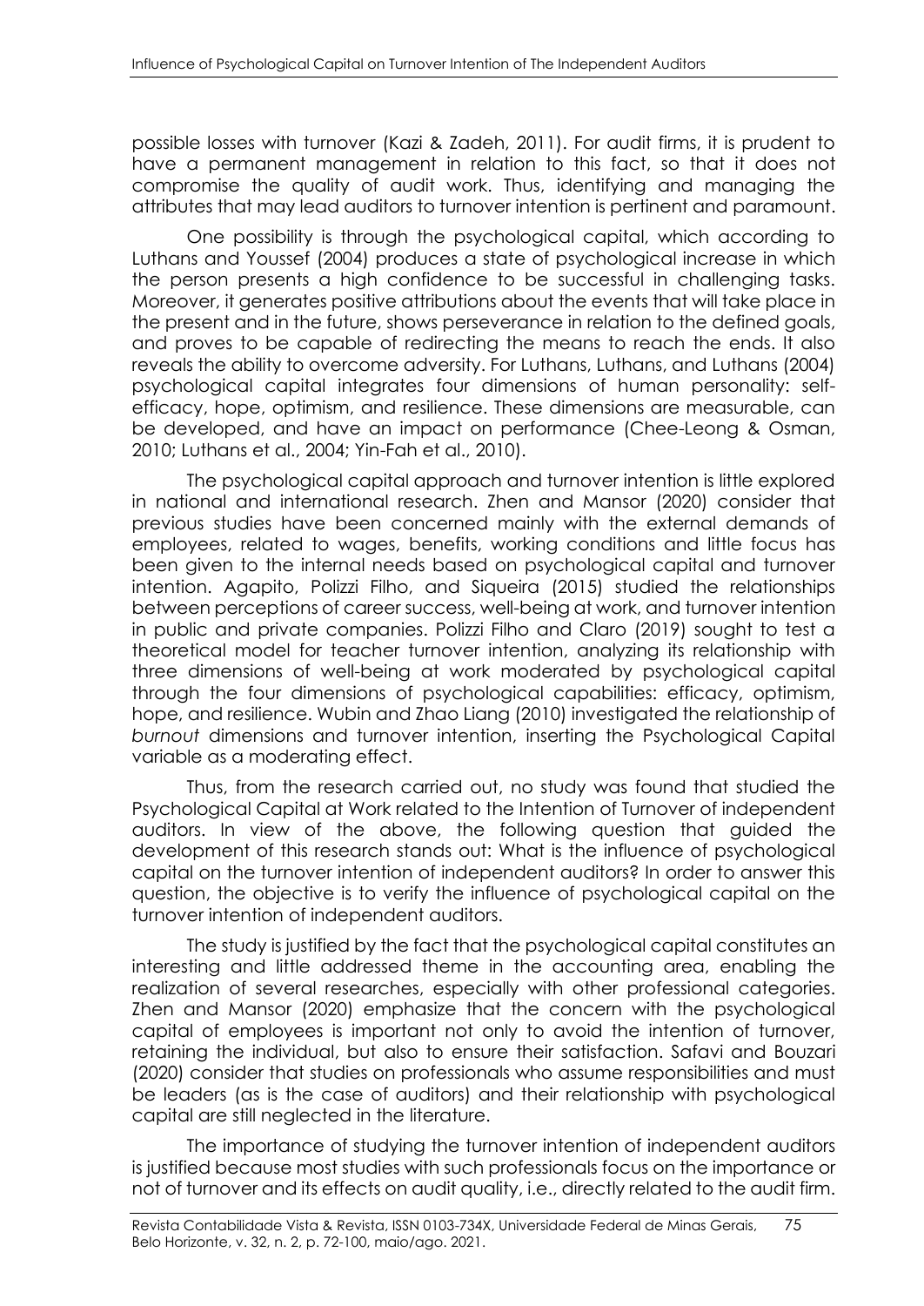possible losses with turnover (Kazi & Zadeh, 2011). For audit firms, it is prudent to have a permanent management in relation to this fact, so that it does not compromise the quality of audit work. Thus, identifying and managing the attributes that may lead auditors to turnover intention is pertinent and paramount.

One possibility is through the psychological capital, which according to Luthans and Youssef (2004) produces a state of psychological increase in which the person presents a high confidence to be successful in challenging tasks. Moreover, it generates positive attributions about the events that will take place in the present and in the future, shows perseverance in relation to the defined goals, and proves to be capable of redirecting the means to reach the ends. It also reveals the ability to overcome adversity. For Luthans, Luthans, and Luthans (2004) psychological capital integrates four dimensions of human personality: self-efficacy, hope, optimism, and resilience. These dimensions are measurable, can be developed, and have an impact on performance (Chee-Leong & Osman, 2010; Luthans et al., 2004; Yin-Fah et al., 2010).

The psychological capital approach and turnover intention is little explored in national and international research. Zhen and Mansor (2020) consider that previous studies have been concerned mainly with the external demands of employees, related to wages, benefits, working conditions and little focus has been given to the internal needs based on psychological capital and turnover intention. Agapito, Polizzi Filho, and Siqueira (2015) studied the relationships between perceptions of career success, well-being at work, and turnover intention in public and private companies. Polizzi Filho and Claro (2019) sought to test a theoretical model for teacher turnover intention, analyzing its relationship with three dimensions of well-being at work moderated by psychological capital through the four dimensions of psychological capabilities: efficacy, optimism, hope, and resilience. Wubin and Zhao Liang (2010) investigated the relationship of *burnout* dimensions and turnover intention, inserting the Psychological Capital variable as a moderating effect.

Thus, from the research carried out, no study was found that studied the Psychological Capital at Work related to the Intention of Turnover of independent auditors. In view of the above, the following question that guided the development of this research stands out: What is the influence of psychological capital on the turnover intention of independent auditors? In order to answer this question, the objective is to verify the influence of psychological capital on the turnover intention of independent auditors.

The study is justified by the fact that the psychological capital constitutes an interesting and little addressed theme in the accounting area, enabling the realization of several researches, especially with other professional categories. Zhen and Mansor (2020) emphasize that the concern with the psychological capital of employees is important not only to avoid the intention of turnover, retaining the individual, but also to ensure their satisfaction. Safavi and Bouzari (2020) consider that studies on professionals who assume responsibilities and must be leaders (as is the case of auditors) and their relationship with psychological capital are still neglected in the literature.

The importance of studying the turnover intention of independent auditors is justified because most studies with such professionals focus on the importance or not of turnover and its effects on audit quality, i.e., directly related to the audit firm.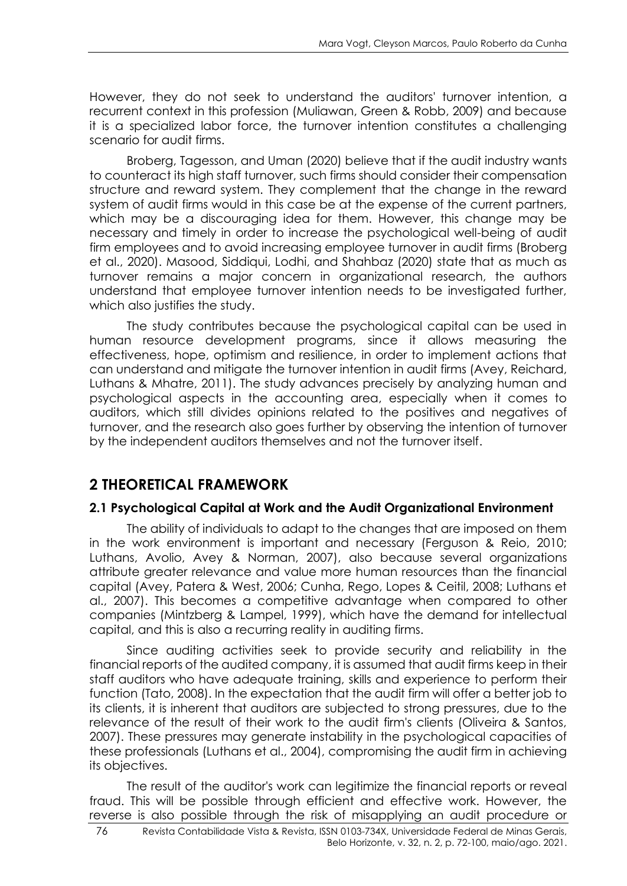However, they do not seek to understand the auditors' turnover intention, a recurrent context in this profession (Muliawan, Green & Robb, 2009) and because it is a specialized labor force, the turnover intention constitutes a challenging scenario for audit firms.

Broberg, Tagesson, and Uman (2020) believe that if the audit industry wants to counteract its high staff turnover, such firms should consider their compensation structure and reward system. They complement that the change in the reward system of audit firms would in this case be at the expense of the current partners, which may be a discouraging idea for them. However, this change may be necessary and timely in order to increase the psychological well-being of audit firm employees and to avoid increasing employee turnover in audit firms (Broberg et al., 2020). Masood, Siddiqui, Lodhi, and Shahbaz (2020) state that as much as turnover remains a major concern in organizational research, the authors understand that employee turnover intention needs to be investigated further, which also justifies the study.

The study contributes because the psychological capital can be used in human resource development programs, since it allows measuring the effectiveness, hope, optimism and resilience, in order to implement actions that can understand and mitigate the turnover intention in audit firms (Avey, Reichard, Luthans & Mhatre, 2011). The study advances precisely by analyzing human and psychological aspects in the accounting area, especially when it comes to auditors, which still divides opinions related to the positives and negatives of turnover, and the research also goes further by observing the intention of turnover by the independent auditors themselves and not the turnover itself.

## 2 THEORETICAL FRAMEWORK

### 2.1 Psychological Capital at Work and the Audit Organizational Environment

The ability of individuals to adapt to the changes that are imposed on them in the work environment is important and necessary (Ferguson & Reio, 2010; Luthans, Avolio, Avey & Norman, 2007), also because several organizations attribute greater relevance and value more human resources than the financial capital (Avey, Patera & West, 2006; Cunha, Rego, Lopes & Ceitil, 2008; Luthans et al., 2007). This becomes a competitive advantage when compared to other companies (Mintzberg & Lampel, 1999), which have the demand for intellectual capital, and this is also a recurring reality in auditing firms.

Since auditing activities seek to provide security and reliability in the financial reports of the audited company, it is assumed that audit firms keep in their staff auditors who have adequate training, skills and experience to perform their function (Tato, 2008). In the expectation that the audit firm will offer a better job to its clients, it is inherent that auditors are subjected to strong pressures, due to the relevance of the result of their work to the audit firm's clients (Oliveira & Santos, 2007). These pressures may generate instability in the psychological capacities of these professionals (Luthans et al., 2004), compromising the audit firm in achieving its objectives.

The result of the auditor's work can legitimize the financial reports or reveal fraud. This will be possible through efficient and effective work. However, the reverse is also possible through the risk of misapplying an audit procedure or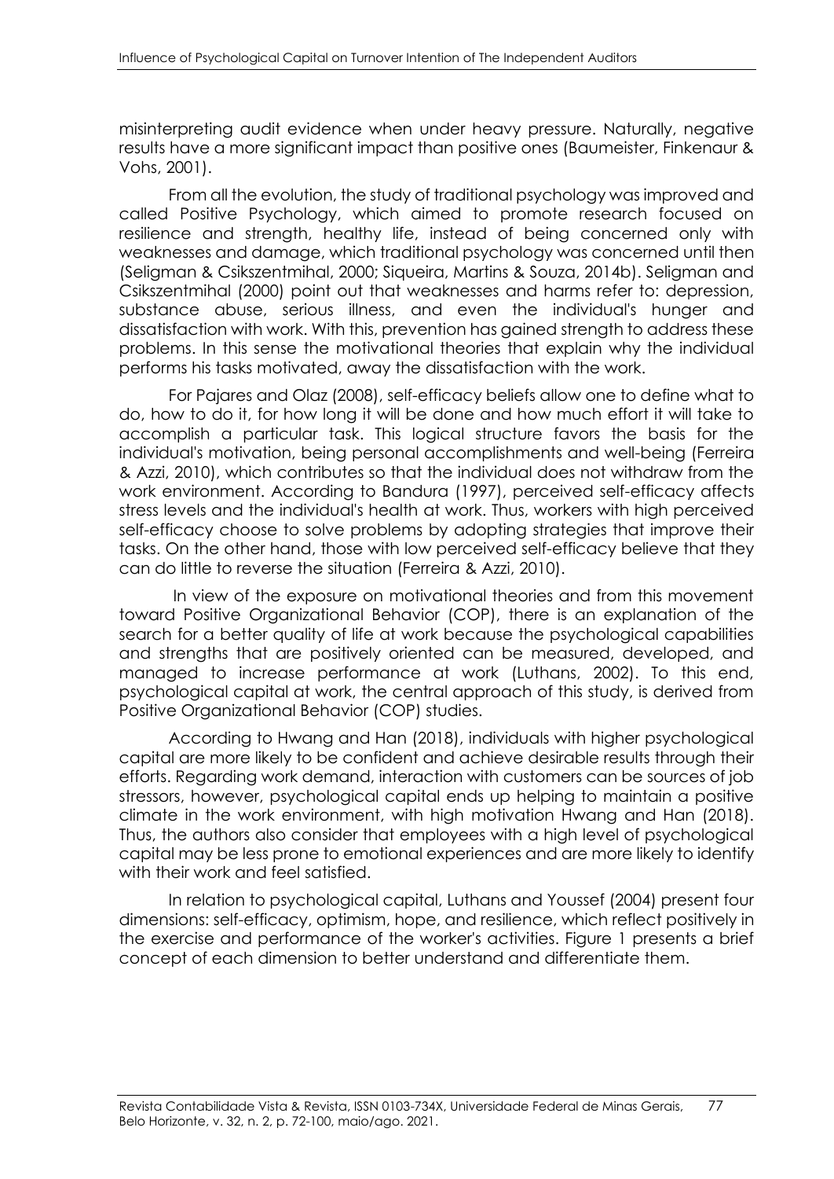misinterpreting audit evidence when under heavy pressure. Naturally, negative results have a more significant impact than positive ones (Baumeister, Finkenaur & Vohs, 2001).

From all the evolution, the study of traditional psychology was improved and called Positive Psychology, which aimed to promote research focused on resilience and strength, healthy life, instead of being concerned only with weaknesses and damage, which traditional psychology was concerned until then (Seligman & Csikszentmihal, 2000; Siqueira, Martins & Souza, 2014b). Seligman and Csikszentmihal (2000) point out that weaknesses and harms refer to: depression, substance abuse, serious illness, and even the individual's hunger and dissatisfaction with work. With this, prevention has gained strength to address these problems. In this sense the motivational theories that explain why the individual performs his tasks motivated, away the dissatisfaction with the work.

For Pajares and Olaz (2008), self-efficacy beliefs allow one to define what to do, how to do it, for how long it will be done and how much effort it will take to accomplish a particular task. This logical structure favors the basis for the individual's motivation, being personal accomplishments and well-being (Ferreira & Azzi, 2010), which contributes so that the individual does not withdraw from the work environment. According to Bandura (1997), perceived self-efficacy affects stress levels and the individual's health at work. Thus, workers with high perceived self-efficacy choose to solve problems by adopting strategies that improve their tasks. On the other hand, those with low perceived self-efficacy believe that they can do little to reverse the situation (Ferreira & Azzi, 2010).

In view of the exposure on motivational theories and from this movement toward Positive Organizational Behavior (COP), there is an explanation of the search for a better quality of life at work because the psychological capabilities and strengths that are positively oriented can be measured, developed, and managed to increase performance at work (Luthans, 2002). To this end, psychological capital at work, the central approach of this study, is derived from Positive Organizational Behavior (COP) studies.

According to Hwang and Han (2018), individuals with higher psychological capital are more likely to be confident and achieve desirable results through their efforts. Regarding work demand, interaction with customers can be sources of job stressors, however, psychological capital ends up helping to maintain a positive climate in the work environment, with high motivation Hwang and Han (2018). Thus, the authors also consider that employees with a high level of psychological capital may be less prone to emotional experiences and are more likely to identify with their work and feel satisfied.

In relation to psychological capital, Luthans and Youssef (2004) present four dimensions: self-efficacy, optimism, hope, and resilience, which reflect positively in the exercise and performance of the worker's activities. Figure 1 presents a brief concept of each dimension to better understand and differentiate them.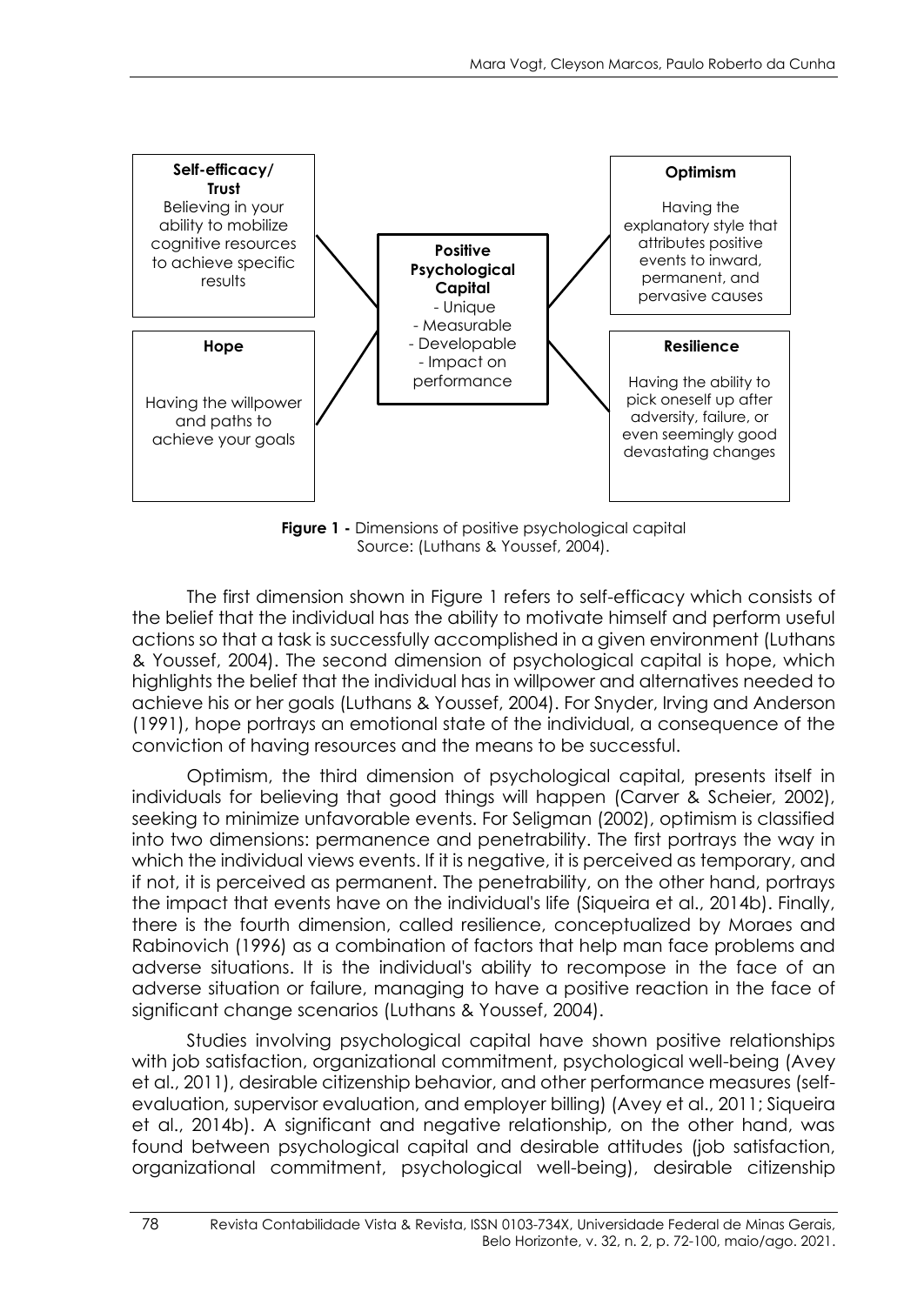**Self-efficacy/ Trust**
Believing in your ability to mobilize cognitive resources to achieve specific results

**Hope**
Having the willpower and paths to achieve your goals

**Positive Psychological Capital**
- Unique
- Measurable
- Developable
- Impact on performance

**Optimism**
Having the explanatory style that attributes positive events to inward, permanent, and pervasive causes

**Resilience**
Having the ability to pick oneself up after adversity, failure, or even seemingly good devastating changes

**Figure 1 -** Dimensions of positive psychological capital
Source: (Luthans & Youssef, 2004).

The first dimension shown in Figure 1 refers to self-efficacy which consists of the belief that the individual has the ability to motivate himself and perform useful actions so that a task is successfully accomplished in a given environment (Luthans & Youssef, 2004). The second dimension of psychological capital is hope, which highlights the belief that the individual has in willpower and alternatives needed to achieve his or her goals (Luthans & Youssef, 2004). For Snyder, Irving and Anderson (1991), hope portrays an emotional state of the individual, a consequence of the conviction of having resources and the means to be successful.

Optimism, the third dimension of psychological capital, presents itself in individuals for believing that good things will happen (Carver & Scheier, 2002), seeking to minimize unfavorable events. For Seligman (2002), optimism is classified into two dimensions: permanence and penetrability. The first portrays the way in which the individual views events. If it is negative, it is perceived as temporary, and if not, it is perceived as permanent. The penetrability, on the other hand, portrays the impact that events have on the individual's life (Siqueira et al., 2014b). Finally, there is the fourth dimension, called resilience, conceptualized by Moraes and Rabinovich (1996) as a combination of factors that help man face problems and adverse situations. It is the individual's ability to recompose in the face of an adverse situation or failure, managing to have a positive reaction in the face of significant change scenarios (Luthans & Youssef, 2004).

Studies involving psychological capital have shown positive relationships with job satisfaction, organizational commitment, psychological well-being (Avey et al., 2011), desirable citizenship behavior, and other performance measures (self-evaluation, supervisor evaluation, and employer billing) (Avey et al., 2011; Siqueira et al., 2014b). A significant and negative relationship, on the other hand, was found between psychological capital and desirable attitudes (job satisfaction, organizational commitment, psychological well-being), desirable citizenship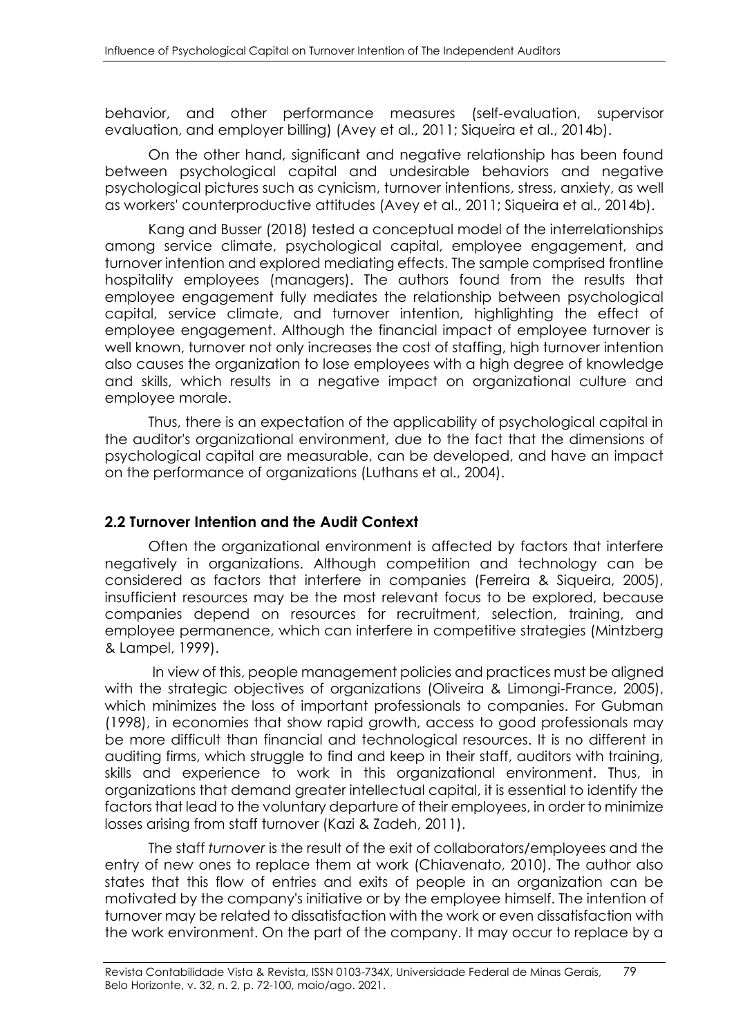behavior, and other performance measures (self-evaluation, supervisor evaluation, and employer billing) (Avey et al., 2011; Siqueira et al., 2014b).

On the other hand, significant and negative relationship has been found between psychological capital and undesirable behaviors and negative psychological pictures such as cynicism, turnover intentions, stress, anxiety, as well as workers' counterproductive attitudes (Avey et al., 2011; Siqueira et al., 2014b).

Kang and Busser (2018) tested a conceptual model of the interrelationships among service climate, psychological capital, employee engagement, and turnover intention and explored mediating effects. The sample comprised frontline hospitality employees (managers). The authors found from the results that employee engagement fully mediates the relationship between psychological capital, service climate, and turnover intention, highlighting the effect of employee engagement. Although the financial impact of employee turnover is well known, turnover not only increases the cost of staffing, high turnover intention also causes the organization to lose employees with a high degree of knowledge and skills, which results in a negative impact on organizational culture and employee morale.

Thus, there is an expectation of the applicability of psychological capital in the auditor's organizational environment, due to the fact that the dimensions of psychological capital are measurable, can be developed, and have an impact on the performance of organizations (Luthans et al., 2004).

## 2.2 Turnover Intention and the Audit Context

Often the organizational environment is affected by factors that interfere negatively in organizations. Although competition and technology can be considered as factors that interfere in companies (Ferreira & Siqueira, 2005), insufficient resources may be the most relevant focus to be explored, because companies depend on resources for recruitment, selection, training, and employee permanence, which can interfere in competitive strategies (Mintzberg & Lampel, 1999).

In view of this, people management policies and practices must be aligned with the strategic objectives of organizations (Oliveira & Limongi-France, 2005), which minimizes the loss of important professionals to companies. For Gubman (1998), in economies that show rapid growth, access to good professionals may be more difficult than financial and technological resources. It is no different in auditing firms, which struggle to find and keep in their staff, auditors with training, skills and experience to work in this organizational environment. Thus, in organizations that demand greater intellectual capital, it is essential to identify the factors that lead to the voluntary departure of their employees, in order to minimize losses arising from staff turnover (Kazi & Zadeh, 2011).

The staff *turnover* is the result of the exit of collaborators/employees and the entry of new ones to replace them at work (Chiavenato, 2010). The author also states that this flow of entries and exits of people in an organization can be motivated by the company's initiative or by the employee himself. The intention of turnover may be related to dissatisfaction with the work or even dissatisfaction with the work environment. On the part of the company. It may occur to replace by a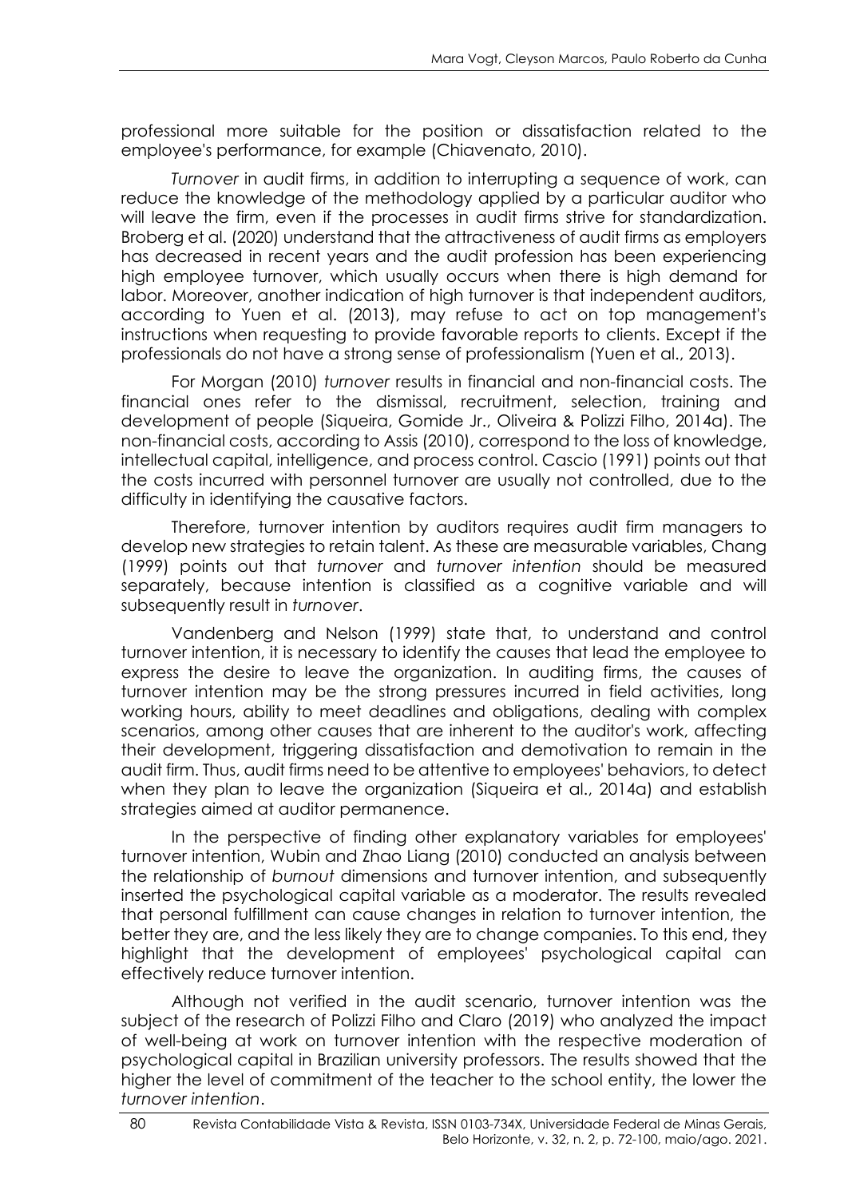professional more suitable for the position or dissatisfaction related to the employee's performance, for example (Chiavenato, 2010).

*Turnover* in audit firms, in addition to interrupting a sequence of work, can reduce the knowledge of the methodology applied by a particular auditor who will leave the firm, even if the processes in audit firms strive for standardization. Broberg et al. (2020) understand that the attractiveness of audit firms as employers has decreased in recent years and the audit profession has been experiencing high employee turnover, which usually occurs when there is high demand for labor. Moreover, another indication of high turnover is that independent auditors, according to Yuen et al. (2013), may refuse to act on top management's instructions when requesting to provide favorable reports to clients. Except if the professionals do not have a strong sense of professionalism (Yuen et al., 2013).

For Morgan (2010) *turnover* results in financial and non-financial costs. The financial ones refer to the dismissal, recruitment, selection, training and development of people (Siqueira, Gomide Jr., Oliveira & Polizzi Filho, 2014a). The non-financial costs, according to Assis (2010), correspond to the loss of knowledge, intellectual capital, intelligence, and process control. Cascio (1991) points out that the costs incurred with personnel turnover are usually not controlled, due to the difficulty in identifying the causative factors.

Therefore, turnover intention by auditors requires audit firm managers to develop new strategies to retain talent. As these are measurable variables, Chang (1999) points out that *turnover* and *turnover intention* should be measured separately, because intention is classified as a cognitive variable and will subsequently result in *turnover*.

Vandenberg and Nelson (1999) state that, to understand and control turnover intention, it is necessary to identify the causes that lead the employee to express the desire to leave the organization. In auditing firms, the causes of turnover intention may be the strong pressures incurred in field activities, long working hours, ability to meet deadlines and obligations, dealing with complex scenarios, among other causes that are inherent to the auditor's work, affecting their development, triggering dissatisfaction and demotivation to remain in the audit firm. Thus, audit firms need to be attentive to employees' behaviors, to detect when they plan to leave the organization (Siqueira et al., 2014a) and establish strategies aimed at auditor permanence.

In the perspective of finding other explanatory variables for employees' turnover intention, Wubin and Zhao Liang (2010) conducted an analysis between the relationship of *burnout* dimensions and turnover intention, and subsequently inserted the psychological capital variable as a moderator. The results revealed that personal fulfillment can cause changes in relation to turnover intention, the better they are, and the less likely they are to change companies. To this end, they highlight that the development of employees' psychological capital can effectively reduce turnover intention.

Although not verified in the audit scenario, turnover intention was the subject of the research of Polizzi Filho and Claro (2019) who analyzed the impact of well-being at work on turnover intention with the respective moderation of psychological capital in Brazilian university professors. The results showed that the higher the level of commitment of the teacher to the school entity, the lower the *turnover intention*.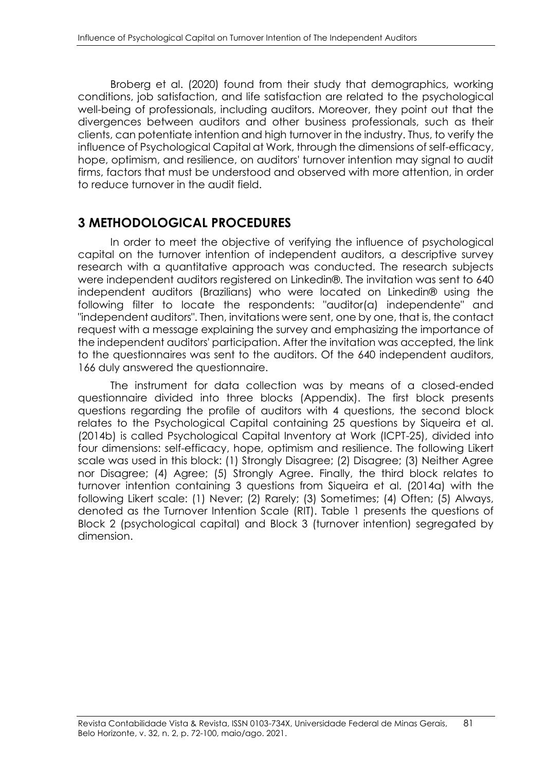Broberg et al. (2020) found from their study that demographics, working conditions, job satisfaction, and life satisfaction are related to the psychological well-being of professionals, including auditors. Moreover, they point out that the divergences between auditors and other business professionals, such as their clients, can potentiate intention and high turnover in the industry. Thus, to verify the influence of Psychological Capital at Work, through the dimensions of self-efficacy, hope, optimism, and resilience, on auditors' turnover intention may signal to audit firms, factors that must be understood and observed with more attention, in order to reduce turnover in the audit field.

## 3 METHODOLOGICAL PROCEDURES

In order to meet the objective of verifying the influence of psychological capital on the turnover intention of independent auditors, a descriptive survey research with a quantitative approach was conducted. The research subjects were independent auditors registered on Linkedin®. The invitation was sent to 640 independent auditors (Brazilians) who were located on Linkedin® using the following filter to locate the respondents: "auditor(a) independente" and "independent auditors". Then, invitations were sent, one by one, that is, the contact request with a message explaining the survey and emphasizing the importance of the independent auditors' participation. After the invitation was accepted, the link to the questionnaires was sent to the auditors. Of the 640 independent auditors, 166 duly answered the questionnaire.

The instrument for data collection was by means of a closed-ended questionnaire divided into three blocks (Appendix). The first block presents questions regarding the profile of auditors with 4 questions, the second block relates to the Psychological Capital containing 25 questions by Siqueira et al. (2014b) is called Psychological Capital Inventory at Work (ICPT-25), divided into four dimensions: self-efficacy, hope, optimism and resilience. The following Likert scale was used in this block: (1) Strongly Disagree; (2) Disagree; (3) Neither Agree nor Disagree; (4) Agree; (5) Strongly Agree. Finally, the third block relates to turnover intention containing 3 questions from Siqueira et al. (2014a) with the following Likert scale: (1) Never; (2) Rarely; (3) Sometimes; (4) Often; (5) Always, denoted as the Turnover Intention Scale (RIT). Table 1 presents the questions of Block 2 (psychological capital) and Block 3 (turnover intention) segregated by dimension.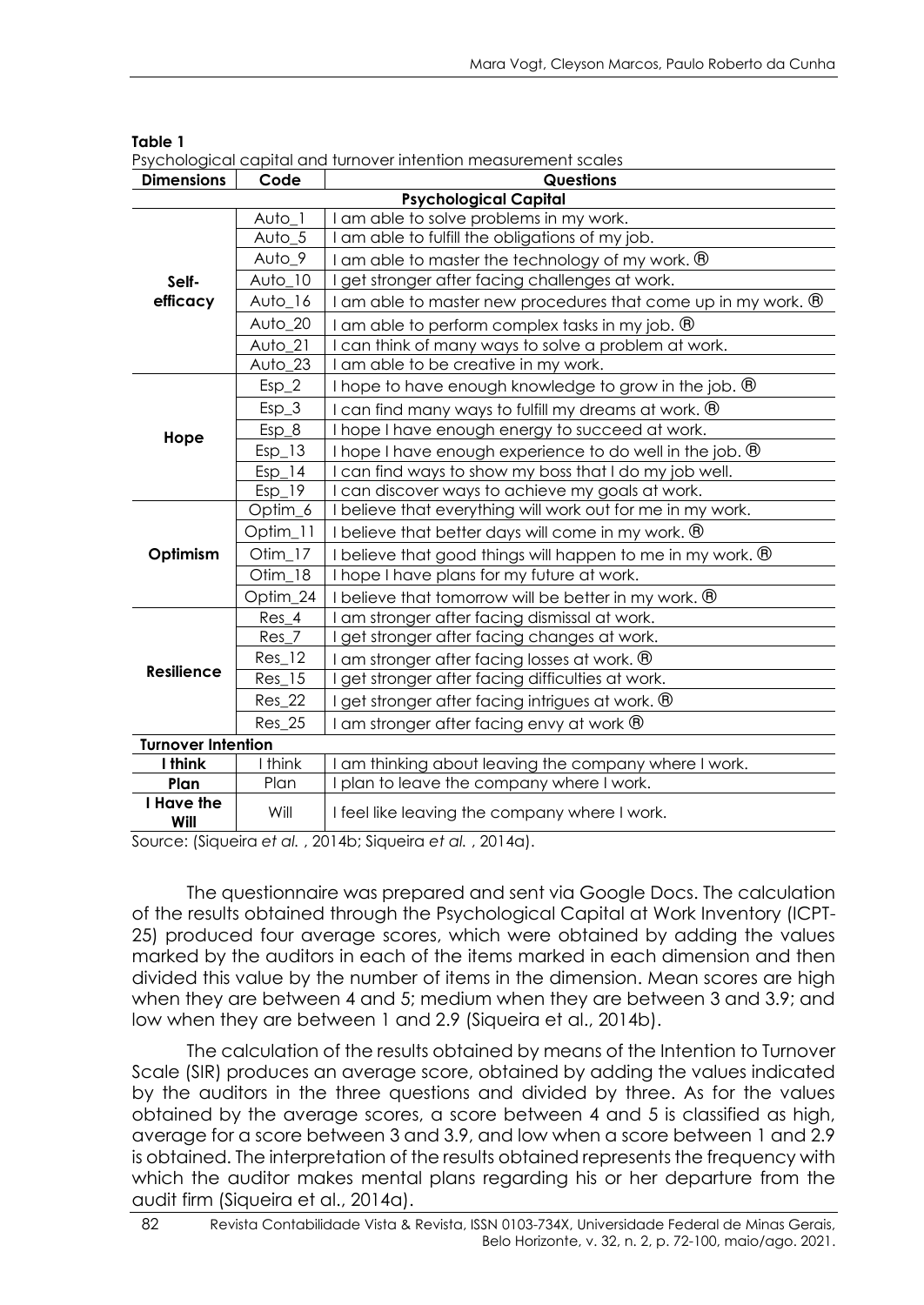**Table 1**

Psychological capital and turnover intention measurement scales

| Dimensions | Code | Questions |
|---|---|---|
| **Psychological Capital** | | |
| **Self-efficacy** | Auto_1 | I am able to solve problems in my work. |
| | Auto_5 | I am able to fulfill the obligations of my job. |
| | Auto_9 | I am able to master the technology of my work. ® |
| | Auto_10 | I get stronger after facing challenges at work. |
| | Auto_16 | I am able to master new procedures that come up in my work. ® |
| | Auto_20 | I am able to perform complex tasks in my job. ® |
| | Auto_21 | I can think of many ways to solve a problem at work. |
| | Auto_23 | I am able to be creative in my work. |
| **Hope** | Esp_2 | I hope to have enough knowledge to grow in the job. ® |
| | Esp_3 | I can find many ways to fulfill my dreams at work. ® |
| | Esp_8 | I hope I have enough energy to succeed at work. |
| | Esp_13 | I hope I have enough experience to do well in the job. ® |
| | Esp_14 | I can find ways to show my boss that I do my job well. |
| | Esp_19 | I can discover ways to achieve my goals at work. |
| **Optimism** | Optim_6 | I believe that everything will work out for me in my work. |
| | Optim_11 | I believe that better days will come in my work. ® |
| | Otim_17 | I believe that good things will happen to me in my work. ® |
| | Otim_18 | I hope I have plans for my future at work. |
| | Optim_24 | I believe that tomorrow will be better in my work. ® |
| **Resilience** | Res_4 | I am stronger after facing dismissal at work. |
| | Res_7 | I get stronger after facing changes at work. |
| | Res_12 | I am stronger after facing losses at work. ® |
| | Res_15 | I get stronger after facing difficulties at work. |
| | Res_22 | I get stronger after facing intrigues at work. ® |
| | Res_25 | I am stronger after facing envy at work ® |
| **Turnover Intention** | | |
| **I think** | I think | I am thinking about leaving the company where I work. |
| **Plan** | Plan | I plan to leave the company where I work. |
| **I Have the Will** | Will | I feel like leaving the company where I work. |

Source: (Siqueira *et al.* , 2014b; Siqueira *et al.* , 2014a).

The questionnaire was prepared and sent via Google Docs. The calculation of the results obtained through the Psychological Capital at Work Inventory (ICPT-25) produced four average scores, which were obtained by adding the values marked by the auditors in each of the items marked in each dimension and then divided this value by the number of items in the dimension. Mean scores are high when they are between 4 and 5; medium when they are between 3 and 3.9; and low when they are between 1 and 2.9 (Siqueira et al., 2014b).

The calculation of the results obtained by means of the Intention to Turnover Scale (SIR) produces an average score, obtained by adding the values indicated by the auditors in the three questions and divided by three. As for the values obtained by the average scores, a score between 4 and 5 is classified as high, average for a score between 3 and 3.9, and low when a score between 1 and 2.9 is obtained. The interpretation of the results obtained represents the frequency with which the auditor makes mental plans regarding his or her departure from the audit firm (Siqueira et al., 2014a).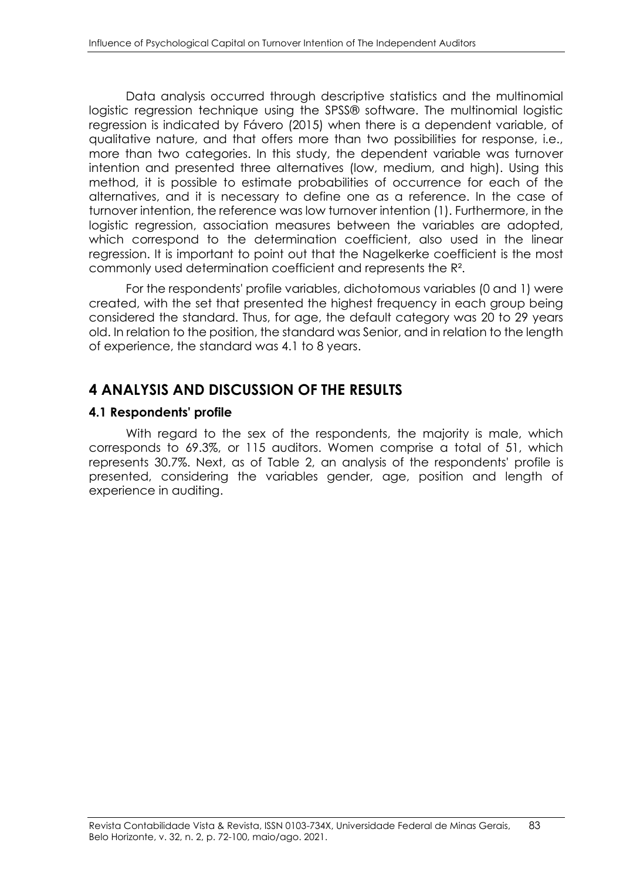Data analysis occurred through descriptive statistics and the multinomial logistic regression technique using the SPSS® software. The multinomial logistic regression is indicated by Fávero (2015) when there is a dependent variable, of qualitative nature, and that offers more than two possibilities for response, i.e., more than two categories. In this study, the dependent variable was turnover intention and presented three alternatives (low, medium, and high). Using this method, it is possible to estimate probabilities of occurrence for each of the alternatives, and it is necessary to define one as a reference. In the case of turnover intention, the reference was low turnover intention (1). Furthermore, in the logistic regression, association measures between the variables are adopted, which correspond to the determination coefficient, also used in the linear regression. It is important to point out that the Nagelkerke coefficient is the most commonly used determination coefficient and represents the $R^2$.

For the respondents' profile variables, dichotomous variables (0 and 1) were created, with the set that presented the highest frequency in each group being considered the standard. Thus, for age, the default category was 20 to 29 years old. In relation to the position, the standard was Senior, and in relation to the length of experience, the standard was 4.1 to 8 years.

# 4 ANALYSIS AND DISCUSSION OF THE RESULTS

## 4.1 Respondents' profile

With regard to the sex of the respondents, the majority is male, which corresponds to 69.3%, or 115 auditors. Women comprise a total of 51, which represents 30.7%. Next, as of Table 2, an analysis of the respondents' profile is presented, considering the variables gender, age, position and length of experience in auditing.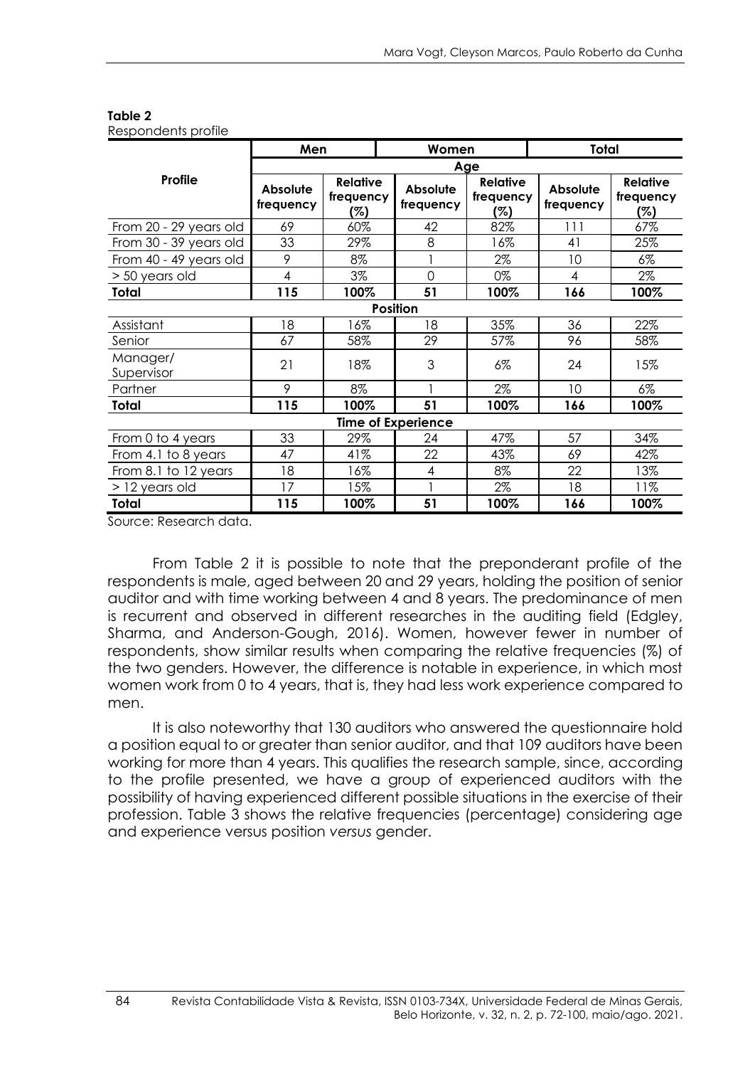**Table 2**
Respondents profile

| Profile | Men | | Women | | Total | |
|---|---|---|---|---|---|---|
| | Age | | | | | |
| | Absolute frequency | Relative frequency (%) | Absolute frequency | Relative frequency (%) | Absolute frequency | Relative frequency (%) |
| From 20 - 29 years old | 69 | 60% | 42 | 82% | 111 | 67% |
| From 30 - 39 years old | 33 | 29% | 8 | 16% | 41 | 25% |
| From 40 - 49 years old | 9 | 8% | 1 | 2% | 10 | 6% |
| > 50 years old | 4 | 3% | 0 | 0% | 4 | 2% |
| **Total** | **115** | **100%** | **51** | **100%** | **166** | **100%** |
| **Position** | | | | | | |
| Assistant | 18 | 16% | 18 | 35% | 36 | 22% |
| Senior | 67 | 58% | 29 | 57% | 96 | 58% |
| Manager/ Supervisor | 21 | 18% | 3 | 6% | 24 | 15% |
| Partner | 9 | 8% | 1 | 2% | 10 | 6% |
| **Total** | **115** | **100%** | **51** | **100%** | **166** | **100%** |
| **Time of Experience** | | | | | | |
| From 0 to 4 years | 33 | 29% | 24 | 47% | 57 | 34% |
| From 4.1 to 8 years | 47 | 41% | 22 | 43% | 69 | 42% |
| From 8.1 to 12 years | 18 | 16% | 4 | 8% | 22 | 13% |
| > 12 years old | 17 | 15% | 1 | 2% | 18 | 11% |
| **Total** | **115** | **100%** | **51** | **100%** | **166** | **100%** |

Source: Research data.

From Table 2 it is possible to note that the preponderant profile of the respondents is male, aged between 20 and 29 years, holding the position of senior auditor and with time working between 4 and 8 years. The predominance of men is recurrent and observed in different researches in the auditing field (Edgley, Sharma, and Anderson-Gough, 2016). Women, however fewer in number of respondents, show similar results when comparing the relative frequencies (%) of the two genders. However, the difference is notable in experience, in which most women work from 0 to 4 years, that is, they had less work experience compared to men.

It is also noteworthy that 130 auditors who answered the questionnaire hold a position equal to or greater than senior auditor, and that 109 auditors have been working for more than 4 years. This qualifies the research sample, since, according to the profile presented, we have a group of experienced auditors with the possibility of having experienced different possible situations in the exercise of their profession. Table 3 shows the relative frequencies (percentage) considering age and experience versus position *versus* gender.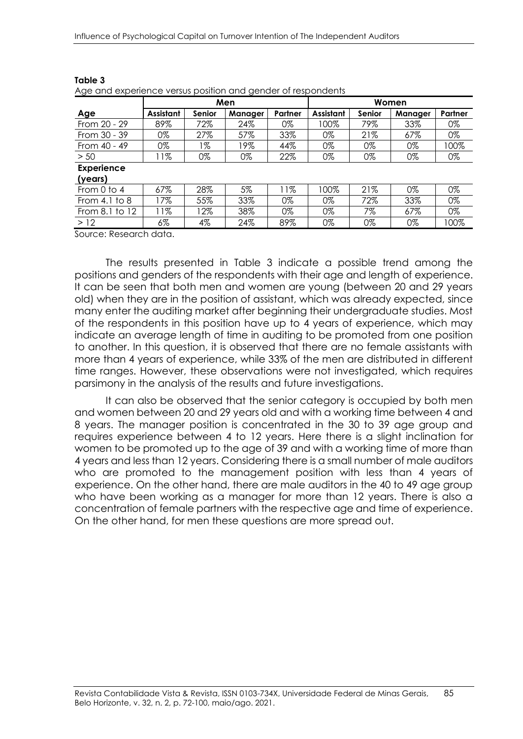**Table 3**

Age and experience versus position and gender of respondents

| | Men | | | | Women | | | |
|---|---|---|---|---|---|---|---|---|
| **Age** | **Assistant** | **Senior** | **Manager** | **Partner** | **Assistant** | **Senior** | **Manager** | **Partner** |
| From 20 - 29 | 89% | 72% | 24% | 0% | 100% | 79% | 33% | 0% |
| From 30 - 39 | 0% | 27% | 57% | 33% | 0% | 21% | 67% | 0% |
| From 40 - 49 | 0% | 1% | 19% | 44% | 0% | 0% | 0% | 100% |
| > 50 | 11% | 0% | 0% | 22% | 0% | 0% | 0% | 0% |
| **Experience (years)** | | | | | | | | |
| From 0 to 4 | 67% | 28% | 5% | 11% | 100% | 21% | 0% | 0% |
| From 4.1 to 8 | 17% | 55% | 33% | 0% | 0% | 72% | 33% | 0% |
| From 8.1 to 12 | 11% | 12% | 38% | 0% | 0% | 7% | 67% | 0% |
| > 12 | 6% | 4% | 24% | 89% | 0% | 0% | 0% | 100% |

Source: Research data.

The results presented in Table 3 indicate a possible trend among the positions and genders of the respondents with their age and length of experience. It can be seen that both men and women are young (between 20 and 29 years old) when they are in the position of assistant, which was already expected, since many enter the auditing market after beginning their undergraduate studies. Most of the respondents in this position have up to 4 years of experience, which may indicate an average length of time in auditing to be promoted from one position to another. In this question, it is observed that there are no female assistants with more than 4 years of experience, while 33% of the men are distributed in different time ranges. However, these observations were not investigated, which requires parsimony in the analysis of the results and future investigations.

It can also be observed that the senior category is occupied by both men and women between 20 and 29 years old and with a working time between 4 and 8 years. The manager position is concentrated in the 30 to 39 age group and requires experience between 4 to 12 years. Here there is a slight inclination for women to be promoted up to the age of 39 and with a working time of more than 4 years and less than 12 years. Considering there is a small number of male auditors who are promoted to the management position with less than 4 years of experience. On the other hand, there are male auditors in the 40 to 49 age group who have been working as a manager for more than 12 years. There is also a concentration of female partners with the respective age and time of experience. On the other hand, for men these questions are more spread out.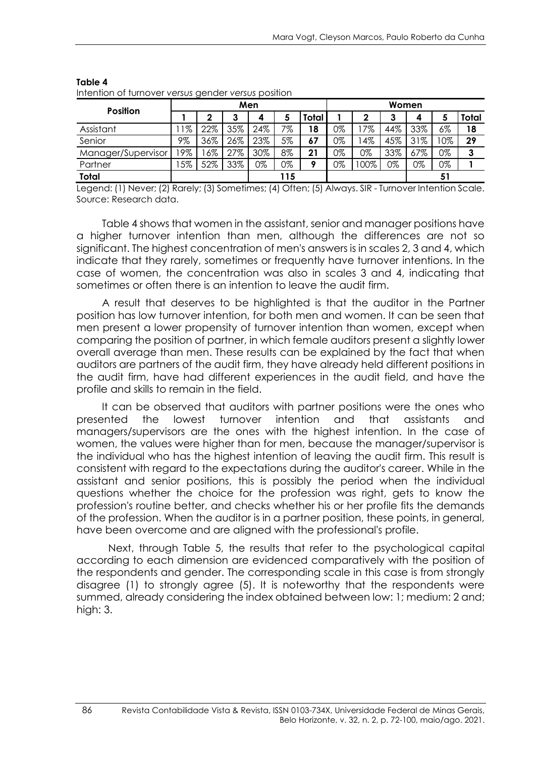**Table 4**
Intention of turnover *versus* gender *versus* position

| Position | Men | | | | | | Women | | | | | |
|---|---|---|---|---|---|---|---|---|---|---|---|---|
| | 1 | 2 | 3 | 4 | 5 | Total | 1 | 2 | 3 | 4 | 5 | Total |
| Assistant | 11% | 22% | 35% | 24% | 7% | **18** | 0% | 17% | 44% | 33% | 6% | **18** |
| Senior | 9% | 36% | 26% | 23% | 5% | **67** | 0% | 14% | 45% | 31% | 10% | **29** |
| Manager/Supervisor | 19% | 16% | 27% | 30% | 8% | **21** | 0% | 0% | 33% | 67% | 0% | **3** |
| Partner | 15% | 52% | 33% | 0% | 0% | **9** | 0% | 100% | 0% | 0% | 0% | **1** |
| **Total** | | | | | **115** | | | | | | **51** | |

Legend: (1) Never; (2) Rarely; (3) Sometimes; (4) Often; (5) Always. SIR - Turnover Intention Scale.
Source: Research data.

Table 4 shows that women in the assistant, senior and manager positions have a higher turnover intention than men, although the differences are not so significant. The highest concentration of men's answers is in scales 2, 3 and 4, which indicate that they rarely, sometimes or frequently have turnover intentions. In the case of women, the concentration was also in scales 3 and 4, indicating that sometimes or often there is an intention to leave the audit firm.

A result that deserves to be highlighted is that the auditor in the Partner position has low turnover intention, for both men and women. It can be seen that men present a lower propensity of turnover intention than women, except when comparing the position of partner, in which female auditors present a slightly lower overall average than men. These results can be explained by the fact that when auditors are partners of the audit firm, they have already held different positions in the audit firm, have had different experiences in the audit field, and have the profile and skills to remain in the field.

It can be observed that auditors with partner positions were the ones who presented the lowest turnover intention and that assistants and managers/supervisors are the ones with the highest intention. In the case of women, the values were higher than for men, because the manager/supervisor is the individual who has the highest intention of leaving the audit firm. This result is consistent with regard to the expectations during the auditor's career. While in the assistant and senior positions, this is possibly the period when the individual questions whether the choice for the profession was right, gets to know the profession's routine better, and checks whether his or her profile fits the demands of the profession. When the auditor is in a partner position, these points, in general, have been overcome and are aligned with the professional's profile.

Next, through Table 5, the results that refer to the psychological capital according to each dimension are evidenced comparatively with the position of the respondents and gender. The corresponding scale in this case is from strongly disagree (1) to strongly agree (5). It is noteworthy that the respondents were summed, already considering the index obtained between low: 1; medium: 2 and; high: 3.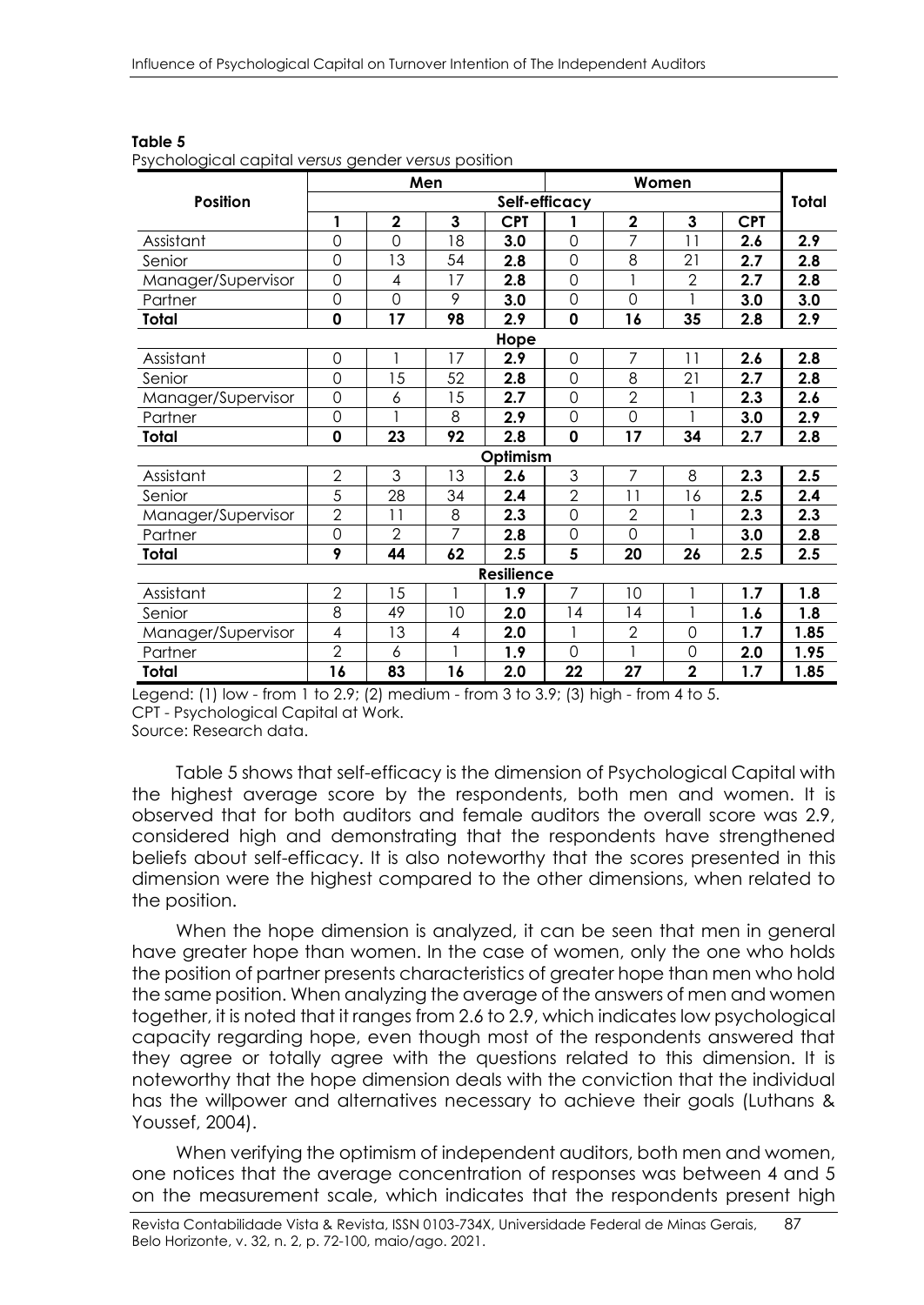**Table 5**

Psychological capital *versus* gender *versus* position

| Position | Men | | | | Women | | | | Total |
|---|---|---|---|---|---|---|---|---|---|
| | Self-efficacy | | | | | | | | |
| | 1 | 2 | 3 | CPT | 1 | 2 | 3 | CPT | |
| Assistant | 0 | 0 | 18 | **3.0** | 0 | 7 | 11 | **2.6** | **2.9** |
| Senior | 0 | 13 | 54 | **2.8** | 0 | 8 | 21 | **2.7** | **2.8** |
| Manager/Supervisor | 0 | 4 | 17 | **2.8** | 0 | 1 | 2 | **2.7** | **2.8** |
| Partner | 0 | 0 | 9 | **3.0** | 0 | 0 | 1 | **3.0** | **3.0** |
| **Total** | **0** | **17** | **98** | **2.9** | **0** | **16** | **35** | **2.8** | **2.9** |
| | | | | **Hope** | | | | | |
| Assistant | 0 | 1 | 17 | **2.9** | 0 | 7 | 11 | **2.6** | **2.8** |
| Senior | 0 | 15 | 52 | **2.8** | 0 | 8 | 21 | **2.7** | **2.8** |
| Manager/Supervisor | 0 | 6 | 15 | **2.7** | 0 | 2 | 1 | **2.3** | **2.6** |
| Partner | 0 | 1 | 8 | **2.9** | 0 | 0 | 1 | **3.0** | **2.9** |
| **Total** | **0** | **23** | **92** | **2.8** | **0** | **17** | **34** | **2.7** | **2.8** |
| | | | | **Optimism** | | | | | |
| Assistant | 2 | 3 | 13 | **2.6** | 3 | 7 | 8 | **2.3** | **2.5** |
| Senior | 5 | 28 | 34 | **2.4** | 2 | 11 | 16 | **2.5** | **2.4** |
| Manager/Supervisor | 2 | 11 | 8 | **2.3** | 0 | 2 | 1 | **2.3** | **2.3** |
| Partner | 0 | 2 | 7 | **2.8** | 0 | 0 | 1 | **3.0** | **2.8** |
| **Total** | **9** | **44** | **62** | **2.5** | **5** | **20** | **26** | **2.5** | **2.5** |
| | | | | **Resilience** | | | | | |
| Assistant | 2 | 15 | 1 | **1.9** | 7 | 10 | 1 | **1.7** | **1.8** |
| Senior | 8 | 49 | 10 | **2.0** | 14 | 14 | 1 | **1.6** | **1.8** |
| Manager/Supervisor | 4 | 13 | 4 | **2.0** | 1 | 2 | 0 | **1.7** | **1.85** |
| Partner | 2 | 6 | 1 | **1.9** | 0 | 1 | 0 | **2.0** | **1.95** |
| **Total** | **16** | **83** | **16** | **2.0** | **22** | **27** | **2** | **1.7** | **1.85** |

Legend: (1) low - from 1 to 2.9; (2) medium - from 3 to 3.9; (3) high - from 4 to 5.
CPT - Psychological Capital at Work.
Source: Research data.

Table 5 shows that self-efficacy is the dimension of Psychological Capital with the highest average score by the respondents, both men and women. It is observed that for both auditors and female auditors the overall score was 2.9, considered high and demonstrating that the respondents have strengthened beliefs about self-efficacy. It is also noteworthy that the scores presented in this dimension were the highest compared to the other dimensions, when related to the position.

When the hope dimension is analyzed, it can be seen that men in general have greater hope than women. In the case of women, only the one who holds the position of partner presents characteristics of greater hope than men who hold the same position. When analyzing the average of the answers of men and women together, it is noted that it ranges from 2.6 to 2.9, which indicates low psychological capacity regarding hope, even though most of the respondents answered that they agree or totally agree with the questions related to this dimension. It is noteworthy that the hope dimension deals with the conviction that the individual has the willpower and alternatives necessary to achieve their goals (Luthans & Youssef, 2004).

When verifying the optimism of independent auditors, both men and women, one notices that the average concentration of responses was between 4 and 5 on the measurement scale, which indicates that the respondents present high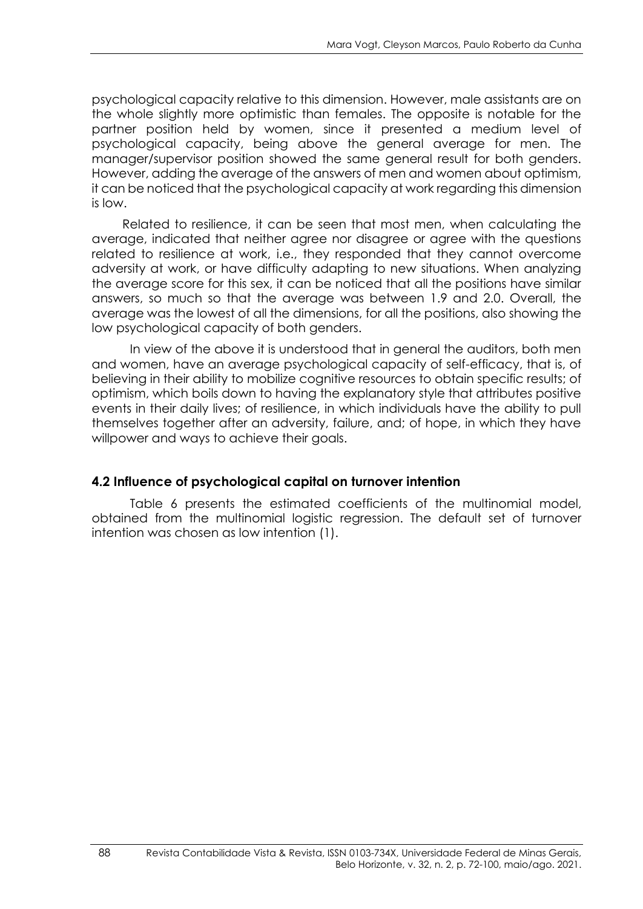psychological capacity relative to this dimension. However, male assistants are on the whole slightly more optimistic than females. The opposite is notable for the partner position held by women, since it presented a medium level of psychological capacity, being above the general average for men. The manager/supervisor position showed the same general result for both genders. However, adding the average of the answers of men and women about optimism, it can be noticed that the psychological capacity at work regarding this dimension is low.

Related to resilience, it can be seen that most men, when calculating the average, indicated that neither agree nor disagree or agree with the questions related to resilience at work, i.e., they responded that they cannot overcome adversity at work, or have difficulty adapting to new situations. When analyzing the average score for this sex, it can be noticed that all the positions have similar answers, so much so that the average was between 1.9 and 2.0. Overall, the average was the lowest of all the dimensions, for all the positions, also showing the low psychological capacity of both genders.

In view of the above it is understood that in general the auditors, both men and women, have an average psychological capacity of self-efficacy, that is, of believing in their ability to mobilize cognitive resources to obtain specific results; of optimism, which boils down to having the explanatory style that attributes positive events in their daily lives; of resilience, in which individuals have the ability to pull themselves together after an adversity, failure, and; of hope, in which they have willpower and ways to achieve their goals.

## 4.2 Influence of psychological capital on turnover intention

Table 6 presents the estimated coefficients of the multinomial model, obtained from the multinomial logistic regression. The default set of turnover intention was chosen as low intention (1).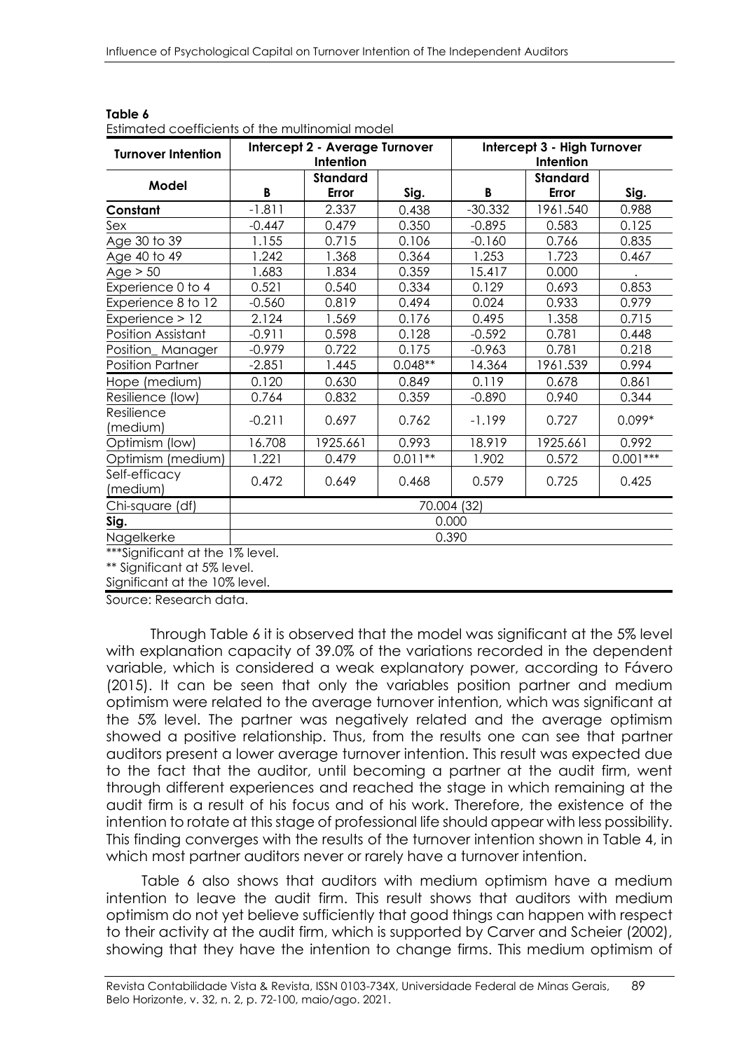**Table 6**
Estimated coefficients of the multinomial model

| Turnover Intention | Intercept 2 - Average Turnover Intention | | | Intercept 3 - High Turnover Intention | | |
|---|---|---|---|---|---|---|
| Model | B | Standard Error | Sig. | B | Standard Error | Sig. |
| **Constant** | -1.811 | 2.337 | 0.438 | -30.332 | 1961.540 | 0.988 |
| Sex | -0.447 | 0.479 | 0.350 | -0.895 | 0.583 | 0.125 |
| Age 30 to 39 | 1.155 | 0.715 | 0.106 | -0.160 | 0.766 | 0.835 |
| Age 40 to 49 | 1.242 | 1.368 | 0.364 | 1.253 | 1.723 | 0.467 |
| Age > 50 | 1.683 | 1.834 | 0.359 | 15.417 | 0.000 | . |
| Experience 0 to 4 | 0.521 | 0.540 | 0.334 | 0.129 | 0.693 | 0.853 |
| Experience 8 to 12 | -0.560 | 0.819 | 0.494 | 0.024 | 0.933 | 0.979 |
| Experience > 12 | 2.124 | 1.569 | 0.176 | 0.495 | 1.358 | 0.715 |
| Position Assistant | -0.911 | 0.598 | 0.128 | -0.592 | 0.781 | 0.448 |
| Position_ Manager | -0.979 | 0.722 | 0.175 | -0.963 | 0.781 | 0.218 |
| Position Partner | -2.851 | 1.445 | 0.048** | 14.364 | 1961.539 | 0.994 |
| Hope (medium) | 0.120 | 0.630 | 0.849 | 0.119 | 0.678 | 0.861 |
| Resilience (low) | 0.764 | 0.832 | 0.359 | -0.890 | 0.940 | 0.344 |
| Resilience (medium) | -0.211 | 0.697 | 0.762 | -1.199 | 0.727 | 0.099* |
| Optimism (low) | 16.708 | 1925.661 | 0.993 | 18.919 | 1925.661 | 0.992 |
| Optimism (medium) | 1.221 | 0.479 | 0.011** | 1.902 | 0.572 | 0.001*** |
| Self-efficacy (medium) | 0.472 | 0.649 | 0.468 | 0.579 | 0.725 | 0.425 |
| Chi-square (df) | 70.004 (32) | | | | | |
| **Sig.** | 0.000 | | | | | |
| Nagelkerke | 0.390 | | | | | |

***Significant at the 1% level.
** Significant at 5% level.
Significant at the 10% level.
Source: Research data.

Through Table 6 it is observed that the model was significant at the 5% level with explanation capacity of 39.0% of the variations recorded in the dependent variable, which is considered a weak explanatory power, according to Fávero (2015). It can be seen that only the variables position partner and medium optimism were related to the average turnover intention, which was significant at the 5% level. The partner was negatively related and the average optimism showed a positive relationship. Thus, from the results one can see that partner auditors present a lower average turnover intention. This result was expected due to the fact that the auditor, until becoming a partner at the audit firm, went through different experiences and reached the stage in which remaining at the audit firm is a result of his focus and of his work. Therefore, the existence of the intention to rotate at this stage of professional life should appear with less possibility. This finding converges with the results of the turnover intention shown in Table 4, in which most partner auditors never or rarely have a turnover intention.

Table 6 also shows that auditors with medium optimism have a medium intention to leave the audit firm. This result shows that auditors with medium optimism do not yet believe sufficiently that good things can happen with respect to their activity at the audit firm, which is supported by Carver and Scheier (2002), showing that they have the intention to change firms. This medium optimism of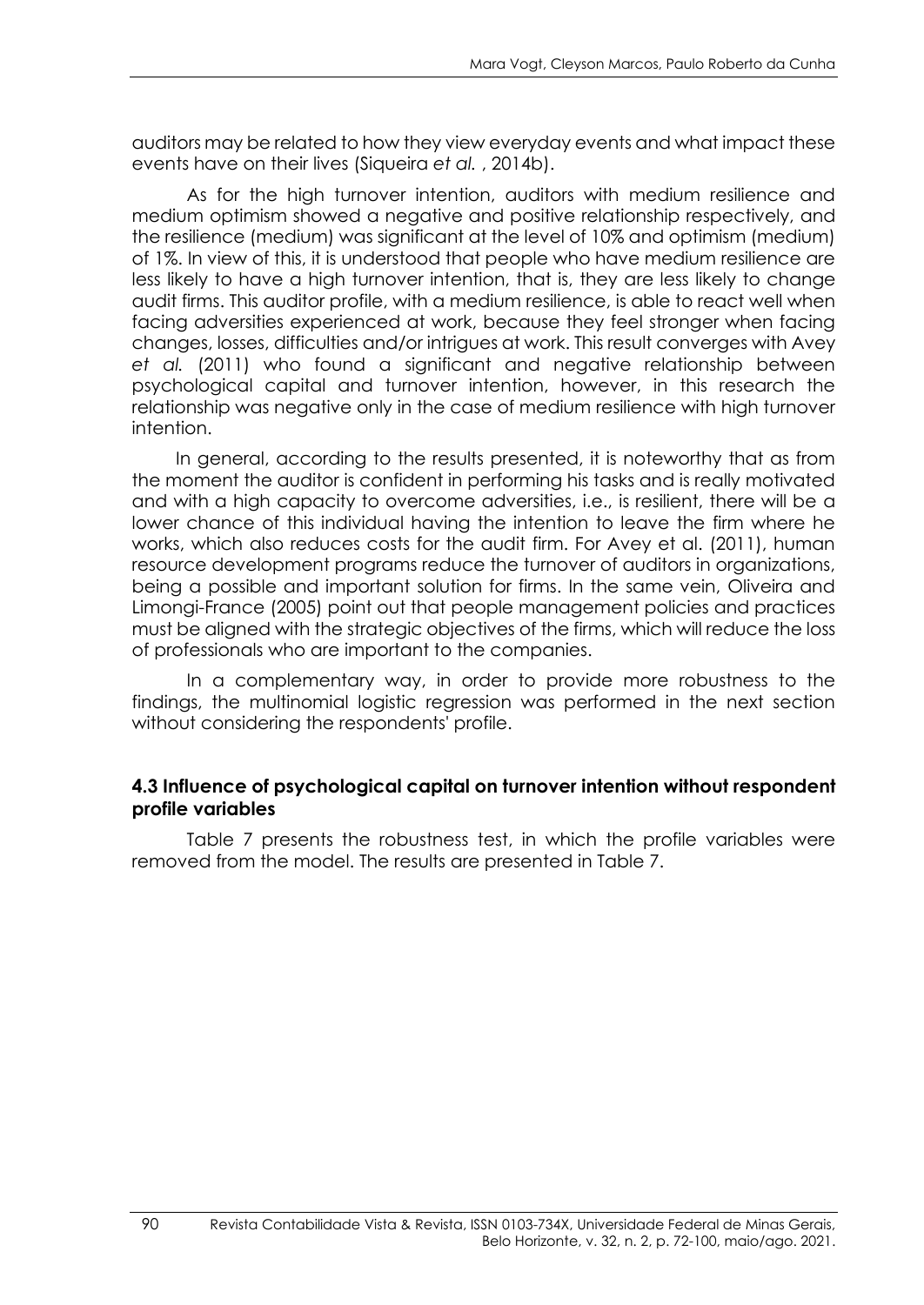auditors may be related to how they view everyday events and what impact these events have on their lives (Siqueira *et al.* , 2014b).

As for the high turnover intention, auditors with medium resilience and medium optimism showed a negative and positive relationship respectively, and the resilience (medium) was significant at the level of 10% and optimism (medium) of 1%. In view of this, it is understood that people who have medium resilience are less likely to have a high turnover intention, that is, they are less likely to change audit firms. This auditor profile, with a medium resilience, is able to react well when facing adversities experienced at work, because they feel stronger when facing changes, losses, difficulties and/or intrigues at work. This result converges with Avey *et al.* (2011) who found a significant and negative relationship between psychological capital and turnover intention, however, in this research the relationship was negative only in the case of medium resilience with high turnover intention.

In general, according to the results presented, it is noteworthy that as from the moment the auditor is confident in performing his tasks and is really motivated and with a high capacity to overcome adversities, i.e., is resilient, there will be a lower chance of this individual having the intention to leave the firm where he works, which also reduces costs for the audit firm. For Avey et al. (2011), human resource development programs reduce the turnover of auditors in organizations, being a possible and important solution for firms. In the same vein, Oliveira and Limongi-France (2005) point out that people management policies and practices must be aligned with the strategic objectives of the firms, which will reduce the loss of professionals who are important to the companies.

In a complementary way, in order to provide more robustness to the findings, the multinomial logistic regression was performed in the next section without considering the respondents' profile.

### 4.3 Influence of psychological capital on turnover intention without respondent profile variables

Table 7 presents the robustness test, in which the profile variables were removed from the model. The results are presented in Table 7.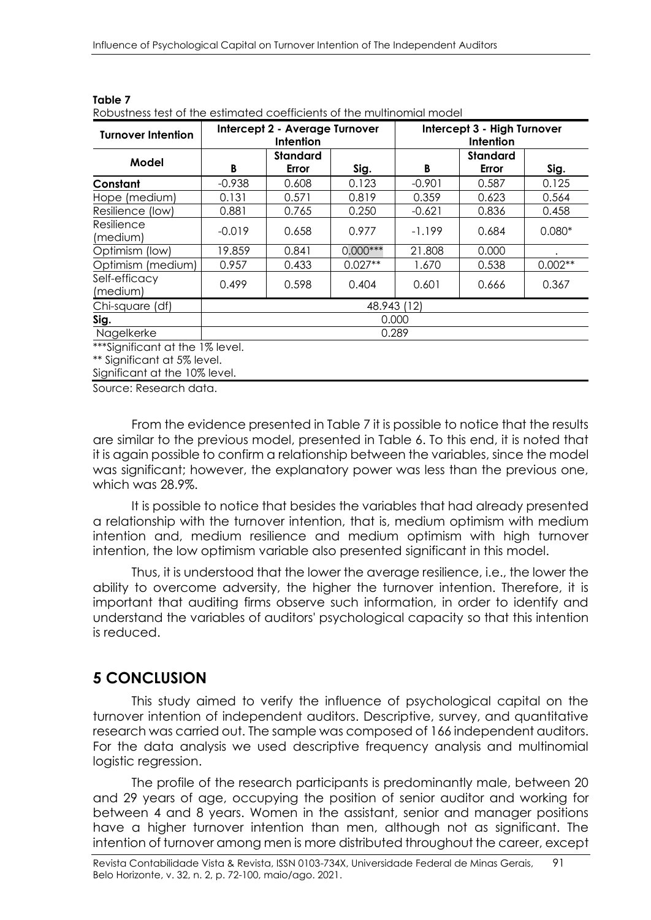**Table 7**

Robustness test of the estimated coefficients of the multinomial model

| Turnover Intention | Intercept 2 - Average Turnover Intention | | | Intercept 3 - High Turnover Intention | | |
|---|---|---|---|---|---|---|
| Model | B | Standard Error | Sig. | B | Standard Error | Sig. |
| **Constant** | -0.938 | 0.608 | 0.123 | -0.901 | 0.587 | 0.125 |
| Hope (medium) | 0.131 | 0.571 | 0.819 | 0.359 | 0.623 | 0.564 |
| Resilience (low) | 0.881 | 0.765 | 0.250 | -0.621 | 0.836 | 0.458 |
| Resilience (medium) | -0.019 | 0.658 | 0.977 | -1.199 | 0.684 | 0.080* |
| Optimism (low) | 19.859 | 0.841 | 0.000*** | 21.808 | 0.000 | . |
| Optimism (medium) | 0.957 | 0.433 | 0.027** | 1.670 | 0.538 | 0.002** |
| Self-efficacy (medium) | 0.499 | 0.598 | 0.404 | 0.601 | 0.666 | 0.367 |
| Chi-square (df) | 48.943 (12) | | | | | |
| **Sig.** | 0.000 | | | | | |
| Nagelkerke | 0.289 | | | | | |

***Significant at the 1% level.
** Significant at 5% level.
Significant at the 10% level.

Source: Research data.

From the evidence presented in Table 7 it is possible to notice that the results are similar to the previous model, presented in Table 6. To this end, it is noted that it is again possible to confirm a relationship between the variables, since the model was significant; however, the explanatory power was less than the previous one, which was 28.9%.

It is possible to notice that besides the variables that had already presented a relationship with the turnover intention, that is, medium optimism with medium intention and, medium resilience and medium optimism with high turnover intention, the low optimism variable also presented significant in this model.

Thus, it is understood that the lower the average resilience, i.e., the lower the ability to overcome adversity, the higher the turnover intention. Therefore, it is important that auditing firms observe such information, in order to identify and understand the variables of auditors' psychological capacity so that this intention is reduced.

# 5 CONCLUSION

This study aimed to verify the influence of psychological capital on the turnover intention of independent auditors. Descriptive, survey, and quantitative research was carried out. The sample was composed of 166 independent auditors. For the data analysis we used descriptive frequency analysis and multinomial logistic regression.

The profile of the research participants is predominantly male, between 20 and 29 years of age, occupying the position of senior auditor and working for between 4 and 8 years. Women in the assistant, senior and manager positions have a higher turnover intention than men, although not as significant. The intention of turnover among men is more distributed throughout the career, except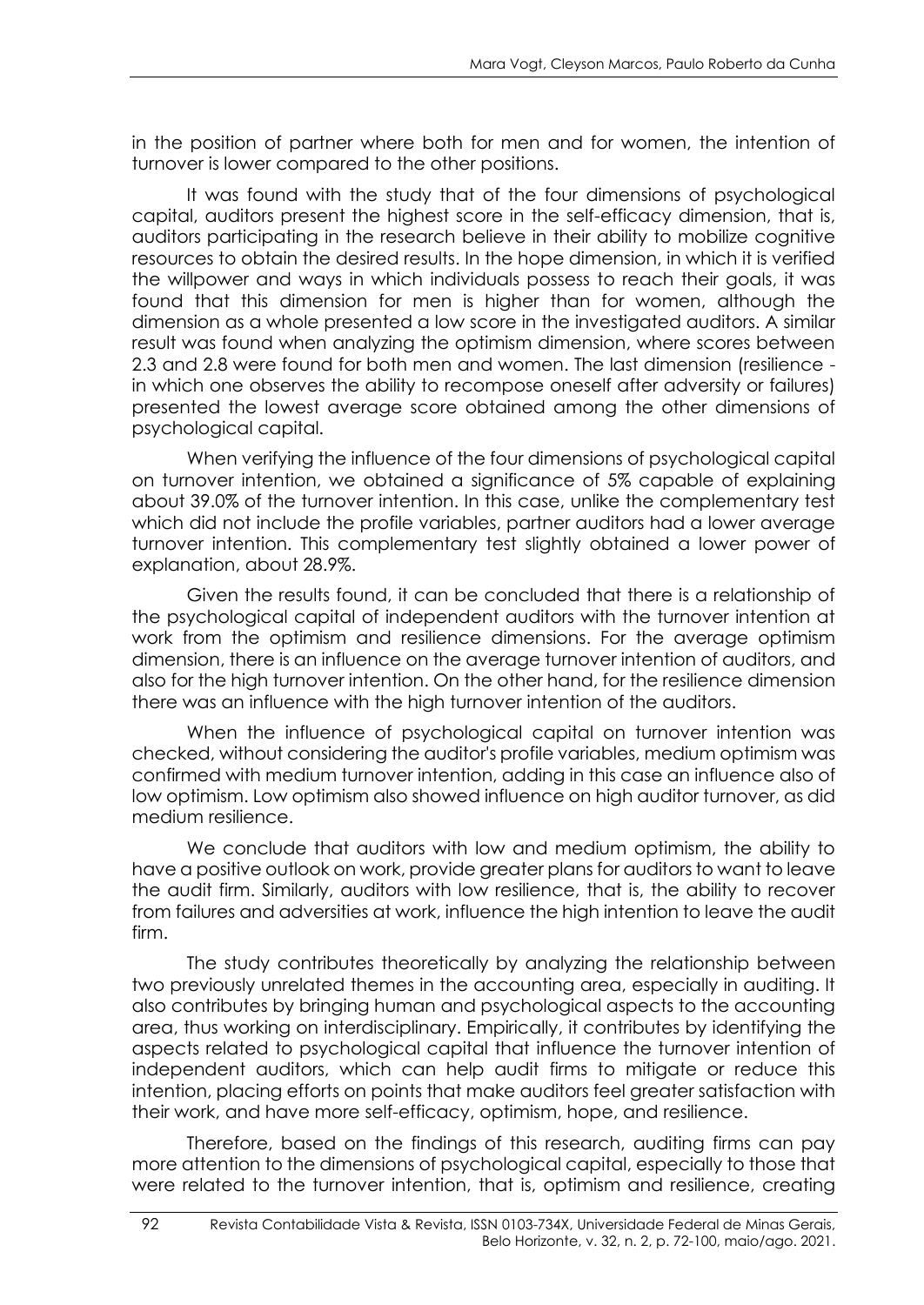in the position of partner where both for men and for women, the intention of turnover is lower compared to the other positions.

It was found with the study that of the four dimensions of psychological capital, auditors present the highest score in the self-efficacy dimension, that is, auditors participating in the research believe in their ability to mobilize cognitive resources to obtain the desired results. In the hope dimension, in which it is verified the willpower and ways in which individuals possess to reach their goals, it was found that this dimension for men is higher than for women, although the dimension as a whole presented a low score in the investigated auditors. A similar result was found when analyzing the optimism dimension, where scores between 2.3 and 2.8 were found for both men and women. The last dimension (resilience - in which one observes the ability to recompose oneself after adversity or failures) presented the lowest average score obtained among the other dimensions of psychological capital.

When verifying the influence of the four dimensions of psychological capital on turnover intention, we obtained a significance of 5% capable of explaining about 39.0% of the turnover intention. In this case, unlike the complementary test which did not include the profile variables, partner auditors had a lower average turnover intention. This complementary test slightly obtained a lower power of explanation, about 28.9%.

Given the results found, it can be concluded that there is a relationship of the psychological capital of independent auditors with the turnover intention at work from the optimism and resilience dimensions. For the average optimism dimension, there is an influence on the average turnover intention of auditors, and also for the high turnover intention. On the other hand, for the resilience dimension there was an influence with the high turnover intention of the auditors.

When the influence of psychological capital on turnover intention was checked, without considering the auditor's profile variables, medium optimism was confirmed with medium turnover intention, adding in this case an influence also of low optimism. Low optimism also showed influence on high auditor turnover, as did medium resilience.

We conclude that auditors with low and medium optimism, the ability to have a positive outlook on work, provide greater plans for auditors to want to leave the audit firm. Similarly, auditors with low resilience, that is, the ability to recover from failures and adversities at work, influence the high intention to leave the audit firm.

The study contributes theoretically by analyzing the relationship between two previously unrelated themes in the accounting area, especially in auditing. It also contributes by bringing human and psychological aspects to the accounting area, thus working on interdisciplinary. Empirically, it contributes by identifying the aspects related to psychological capital that influence the turnover intention of independent auditors, which can help audit firms to mitigate or reduce this intention, placing efforts on points that make auditors feel greater satisfaction with their work, and have more self-efficacy, optimism, hope, and resilience.

Therefore, based on the findings of this research, auditing firms can pay more attention to the dimensions of psychological capital, especially to those that were related to the turnover intention, that is, optimism and resilience, creating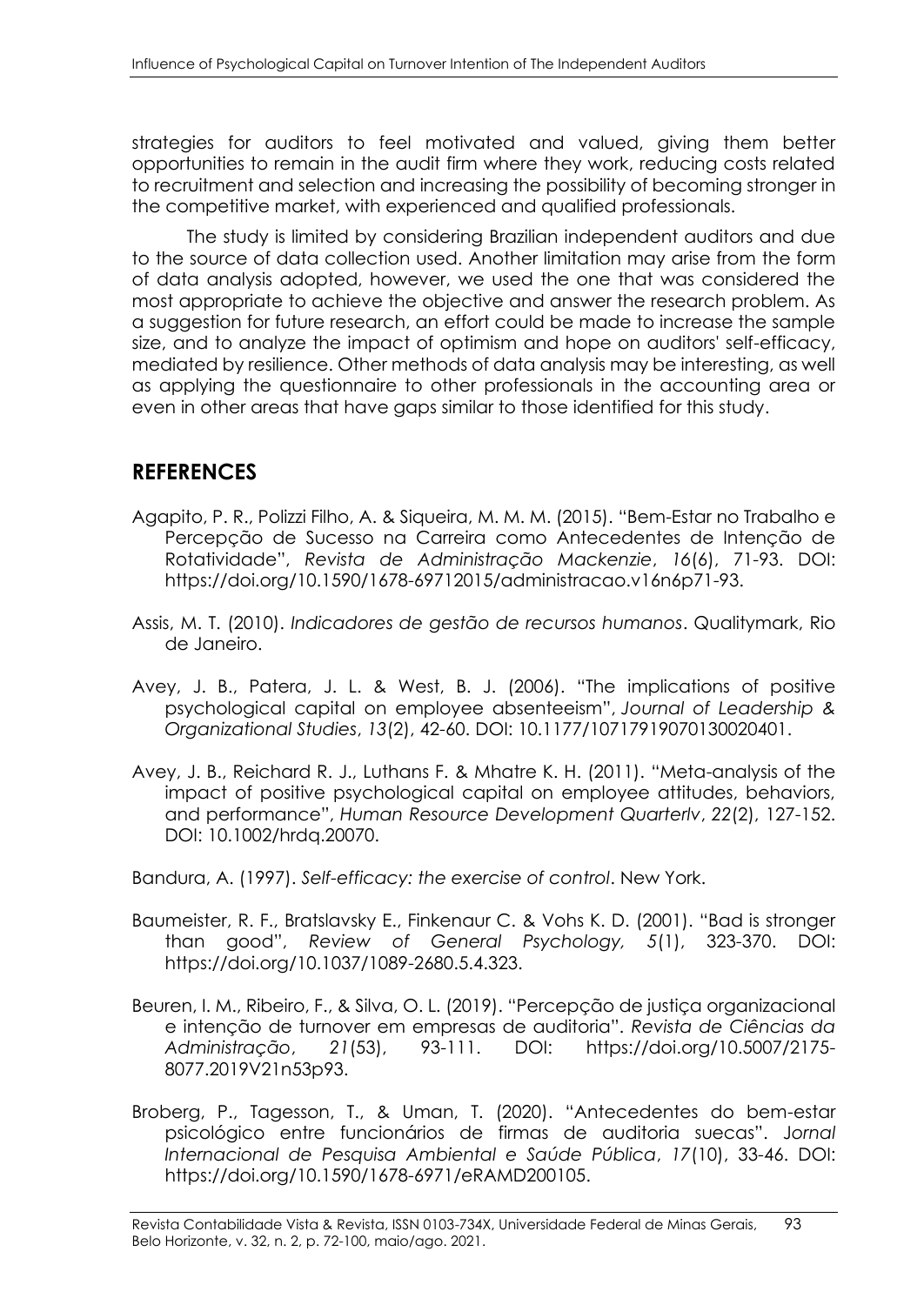strategies for auditors to feel motivated and valued, giving them better opportunities to remain in the audit firm where they work, reducing costs related to recruitment and selection and increasing the possibility of becoming stronger in the competitive market, with experienced and qualified professionals.

The study is limited by considering Brazilian independent auditors and due to the source of data collection used. Another limitation may arise from the form of data analysis adopted, however, we used the one that was considered the most appropriate to achieve the objective and answer the research problem. As a suggestion for future research, an effort could be made to increase the sample size, and to analyze the impact of optimism and hope on auditors' self-efficacy, mediated by resilience. Other methods of data analysis may be interesting, as well as applying the questionnaire to other professionals in the accounting area or even in other areas that have gaps similar to those identified for this study.

## REFERENCES

Agapito, P. R., Polizzi Filho, A. & Siqueira, M. M. M. (2015). "Bem-Estar no Trabalho e Percepção de Sucesso na Carreira como Antecedentes de Intenção de Rotatividade", *Revista de Administração Mackenzie*, *16*(6), 71-93. DOI: https://doi.org/10.1590/1678-69712015/administracao.v16n6p71-93.

Assis, M. T. (2010). *Indicadores de gestão de recursos humanos*. Qualitymark, Rio de Janeiro.

Avey, J. B., Patera, J. L. & West, B. J. (2006). "The implications of positive psychological capital on employee absenteeism", *Journal of Leadership & Organizational Studies*, *13*(2), 42-60. DOI: 10.1177/10717919070130020401.

Avey, J. B., Reichard R. J., Luthans F. & Mhatre K. H. (2011). "Meta-analysis of the impact of positive psychological capital on employee attitudes, behaviors, and performance", *Human Resource Development Quarterly*, *22*(2), 127-152. DOI: 10.1002/hrdq.20070.

Bandura, A. (1997). *Self-efficacy: the exercise of control*. New York.

Baumeister, R. F., Bratslavsky E., Finkenaur C. & Vohs K. D. (2001). "Bad is stronger than good", *Review of General Psychology, 5*(1), 323-370. DOI: https://doi.org/10.1037/1089-2680.5.4.323.

Beuren, I. M., Ribeiro, F., & Silva, O. L. (2019). "Percepção de justiça organizacional e intenção de turnover em empresas de auditoria". *Revista de Ciências da Administração*, *21*(53), 93-111. DOI: https://doi.org/10.5007/2175-8077.2019V21n53p93.

Broberg, P., Tagesson, T., & Uman, T. (2020). "Antecedentes do bem-estar psicológico entre funcionários de firmas de auditoria suecas". *Jornal Internacional de Pesquisa Ambiental e Saúde Pública*, *17*(10), 33-46. DOI: https://doi.org/10.1590/1678-6971/eRAMD200105.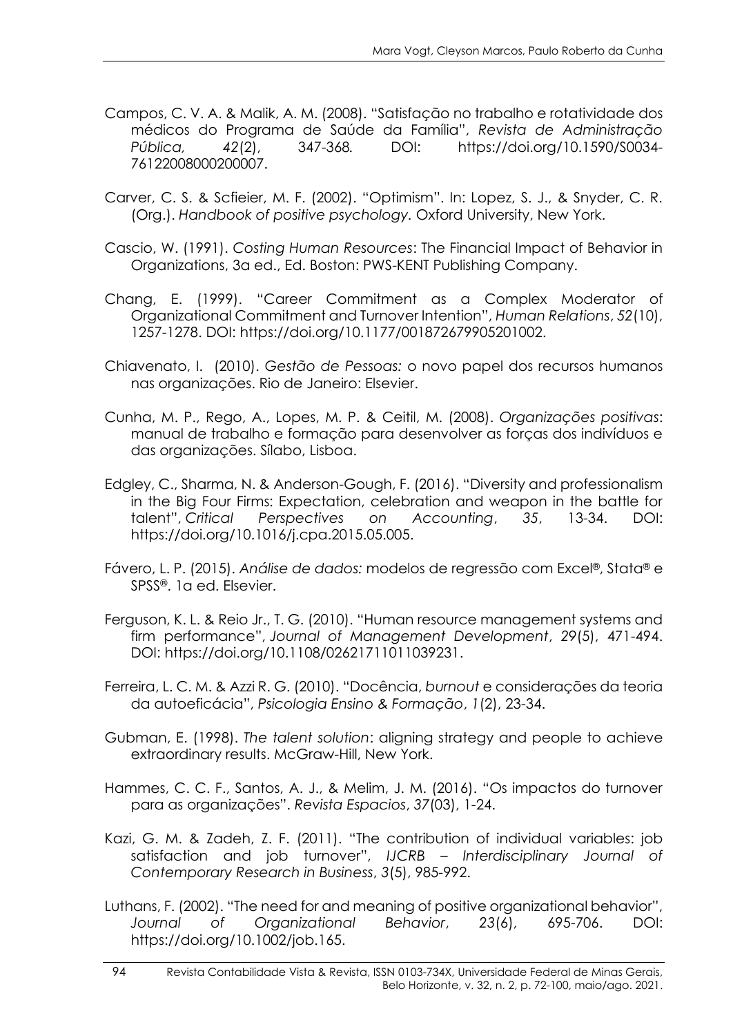Campos, C. V. A. & Malik, A. M. (2008). "Satisfação no trabalho e rotatividade dos médicos do Programa de Saúde da Família", *Revista de Administração Pública, 42*(2), 347-368*.* DOI: https://doi.org/10.1590/S0034-76122008000200007.

Carver, C. S. & Scfieier, M. F. (2002). "Optimism". In: Lopez, S. J., & Snyder, C. R. (Org.). *Handbook of positive psychology.* Oxford University, New York.

Cascio, W. (1991). *Costing Human Resources*: The Financial Impact of Behavior in Organizations, 3a ed., Ed. Boston: PWS-KENT Publishing Company.

Chang, E. (1999). "Career Commitment as a Complex Moderator of Organizational Commitment and Turnover Intention", *Human Relations*, *52*(10), 1257-1278. DOI: https://doi.org/10.1177/001872679905201002.

Chiavenato, I. (2010). *Gestão de Pessoas:* o novo papel dos recursos humanos nas organizações. Rio de Janeiro: Elsevier.

Cunha, M. P., Rego, A., Lopes, M. P. & Ceitil, M. (2008). *Organizações positivas*: manual de trabalho e formação para desenvolver as forças dos indivíduos e das organizações. Sílabo, Lisboa.

Edgley, C., Sharma, N. & Anderson-Gough, F. (2016). "Diversity and professionalism in the Big Four Firms: Expectation, celebration and weapon in the battle for talent", *Critical Perspectives on Accounting*, *35*, 13-34. DOI: https://doi.org/10.1016/j.cpa.2015.05.005.

Fávero, L. P. (2015). *Análise de dados:* modelos de regressão com Excel®, Stata® e SPSS®. 1a ed. Elsevier.

Ferguson, K. L. & Reio Jr., T. G. (2010). "Human resource management systems and firm performance", *Journal of Management Development*, *29*(5), 471-494. DOI: https://doi.org/10.1108/02621711011039231.

Ferreira, L. C. M. & Azzi R. G. (2010). "Docência, *burnout* e considerações da teoria da autoeficácia", *Psicologia Ensino & Formação*, *1*(2), 23-34.

Gubman, E. (1998). *The talent solution*: aligning strategy and people to achieve extraordinary results. McGraw-Hill, New York.

Hammes, C. C. F., Santos, A. J., & Melim, J. M. (2016). "Os impactos do turnover para as organizações". *Revista Espacios*, *37*(03), 1-24.

Kazi, G. M. & Zadeh, Z. F. (2011). "The contribution of individual variables: job satisfaction and job turnover", *IJCRB – Interdisciplinary Journal of Contemporary Research in Business*, *3*(5), 985-992.

Luthans, F. (2002). "The need for and meaning of positive organizational behavior", *Journal of Organizational Behavior*, *23*(6), 695-706. DOI: https://doi.org/10.1002/job.165.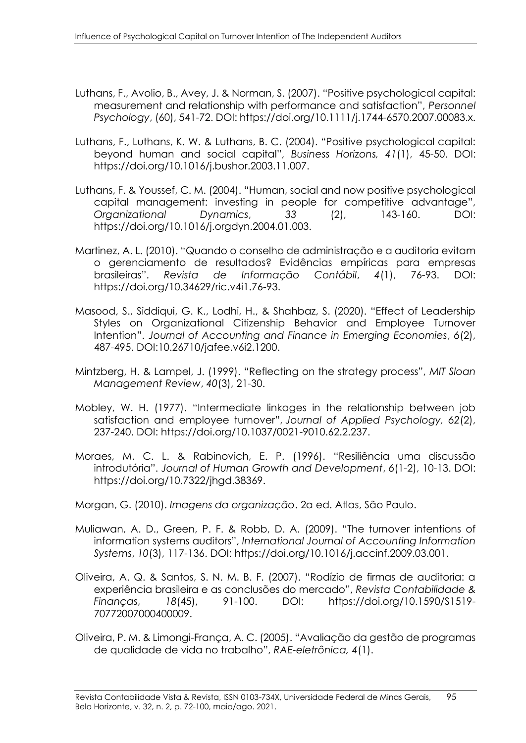Luthans, F., Avolio, B., Avey, J. & Norman, S. (2007). "Positive psychological capital: measurement and relationship with performance and satisfaction", *Personnel Psychology*, (60), 541-72. DOI: https://doi.org/10.1111/j.1744-6570.2007.00083.x.

Luthans, F., Luthans, K. W. & Luthans, B. C. (2004). "Positive psychological capital: beyond human and social capital", *Business Horizons, 41*(1), 45-50. DOI: https://doi.org/10.1016/j.bushor.2003.11.007.

Luthans, F. & Youssef, C. M. (2004). "Human, social and now positive psychological capital management: investing in people for competitive advantage", *Organizational Dynamics*, *33* (2), 143-160. DOI: https://doi.org/10.1016/j.orgdyn.2004.01.003.

Martinez, A. L. (2010). "Quando o conselho de administração e a auditoria evitam o gerenciamento de resultados? Evidências empíricas para empresas brasileiras". *Revista de Informação Contábil*, *4*(1), 76-93. DOI: https://doi.org/10.34629/ric.v4i1.76-93.

Masood, S., Siddiqui, G. K., Lodhi, H., & Shahbaz, S. (2020). "Effect of Leadership Styles on Organizational Citizenship Behavior and Employee Turnover Intention". *Journal of Accounting and Finance in Emerging Economies*, 6(2), 487-495. DOI:10.26710/jafee.v6i2.1200.

Mintzberg, H. & Lampel, J. (1999). "Reflecting on the strategy process", *MIT Sloan Management Review*, *40*(3), 21-30.

Mobley, W. H. (1977). "Intermediate linkages in the relationship between job satisfaction and employee turnover", *Journal of Applied Psychology, 62*(2), 237-240. DOI: https://doi.org/10.1037/0021-9010.62.2.237.

Moraes, M. C. L. & Rabinovich, E. P. (1996). "Resiliência uma discussão introdutória". *Journal of Human Growth and Development*, 6(1-2), 10-13. DOI: https://doi.org/10.7322/jhgd.38369.

Morgan, G. (2010). *Imagens da organização*. 2a ed. Atlas, São Paulo.

Muliawan, A. D., Green, P. F. & Robb, D. A. (2009). "The turnover intentions of information systems auditors", *International Journal of Accounting Information Systems*, *10*(3), 117-136. DOI: https://doi.org/10.1016/j.accinf.2009.03.001.

Oliveira, A. Q. & Santos, S. N. M. B. F. (2007). "Rodízio de firmas de auditoria: a experiência brasileira e as conclusões do mercado", *Revista Contabilidade & Finanças*, *18*(45), 91-100. DOI: https://doi.org/10.1590/S1519-70772007000400009.

Oliveira, P. M. & Limongi-França, A. C. (2005). "Avaliação da gestão de programas de qualidade de vida no trabalho", *RAE-eletrônica, 4*(1).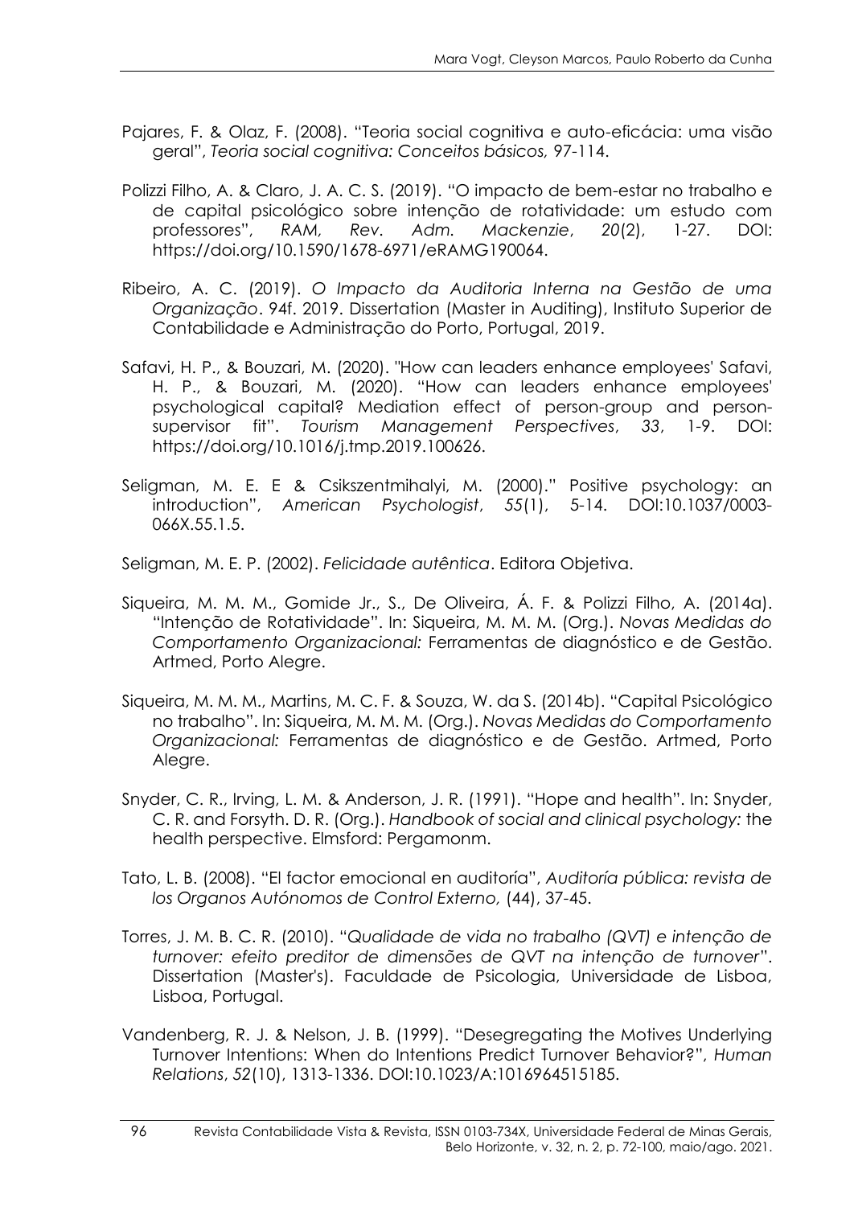Pajares, F. & Olaz, F. (2008). "Teoria social cognitiva e auto-eficácia: uma visão geral", *Teoria social cognitiva: Conceitos básicos,* 97-114.

Polizzi Filho, A. & Claro, J. A. C. S. (2019). "O impacto de bem-estar no trabalho e de capital psicológico sobre intenção de rotatividade: um estudo com professores", *RAM, Rev. Adm. Mackenzie*, *20*(2), 1-27. DOI: https://doi.org/10.1590/1678-6971/eRAMG190064.

Ribeiro, A. C. (2019). *O Impacto da Auditoria Interna na Gestão de uma Organização*. 94f. 2019. Dissertation (Master in Auditing), Instituto Superior de Contabilidade e Administração do Porto, Portugal, 2019.

Safavi, H. P., & Bouzari, M. (2020). "How can leaders enhance employees' Safavi, H. P., & Bouzari, M. (2020). "How can leaders enhance employees' psychological capital? Mediation effect of person-group and person-supervisor fit". *Tourism Management Perspectives*, *33*, 1-9. DOI: https://doi.org/10.1016/j.tmp.2019.100626.

Seligman, M. E. E & Csikszentmihalyi, M. (2000)." Positive psychology: an introduction", *American Psychologist*, *55*(1), 5-14. DOI:10.1037/0003-066X.55.1.5.

Seligman, M. E. P. (2002). *Felicidade autêntica*. Editora Objetiva.

Siqueira, M. M. M., Gomide Jr., S., De Oliveira, Á. F. & Polizzi Filho, A. (2014a). "Intenção de Rotatividade". In: Siqueira, M. M. M. (Org.). *Novas Medidas do Comportamento Organizacional:* Ferramentas de diagnóstico e de Gestão. Artmed, Porto Alegre.

Siqueira, M. M. M., Martins, M. C. F. & Souza, W. da S. (2014b). "Capital Psicológico no trabalho". In: Siqueira, M. M. M. (Org.). *Novas Medidas do Comportamento Organizacional:* Ferramentas de diagnóstico e de Gestão. Artmed, Porto Alegre.

Snyder, C. R., Irving, L. M. & Anderson, J. R. (1991). "Hope and health". In: Snyder, C. R. and Forsyth. D. R. (Org.). *Handbook of social and clinical psychology:* the health perspective. Elmsford: Pergamonm.

Tato, L. B. (2008). "El factor emocional en auditoría", *Auditoría pública: revista de los Organos Autónomos de Control Externo,* (44), 37-45.

Torres, J. M. B. C. R. (2010). "*Qualidade de vida no trabalho (QVT) e intenção de turnover: efeito preditor de dimensões de QVT na intenção de turnover*". Dissertation (Master's). Faculdade de Psicologia, Universidade de Lisboa, Lisboa, Portugal.

Vandenberg, R. J. & Nelson, J. B. (1999). "Desegregating the Motives Underlying Turnover Intentions: When do Intentions Predict Turnover Behavior?", *Human Relations*, *52*(10), 1313-1336. DOI:10.1023/A:1016964515185.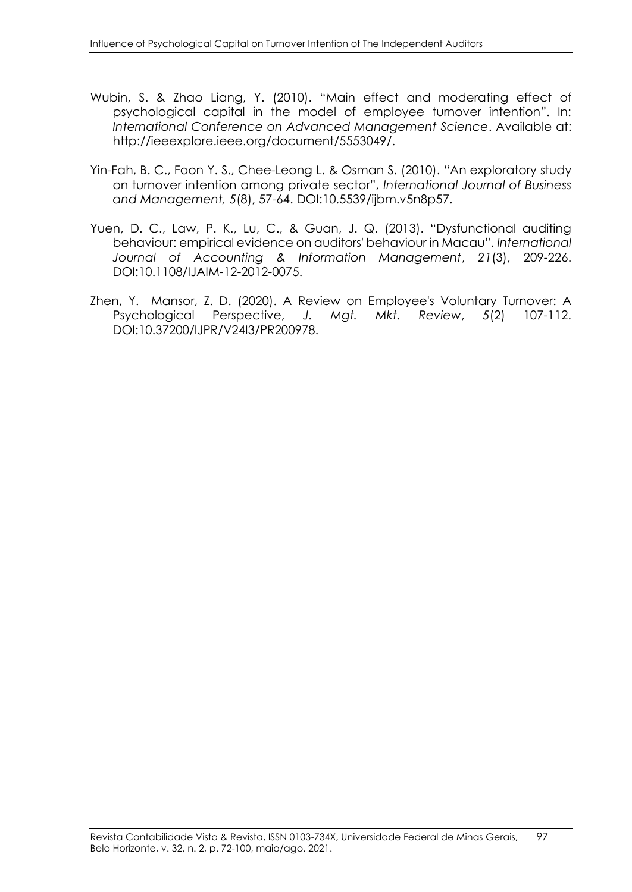Wubin, S. & Zhao Liang, Y. (2010). "Main effect and moderating effect of psychological capital in the model of employee turnover intention". In: *International Conference on Advanced Management Science*. Available at: http://ieeexplore.ieee.org/document/5553049/.

Yin-Fah, B. C., Foon Y. S., Chee-Leong L. & Osman S. (2010). "An exploratory study on turnover intention among private sector", *International Journal of Business and Management, 5*(8), 57-64. DOI:10.5539/ijbm.v5n8p57.

Yuen, D. C., Law, P. K., Lu, C., & Guan, J. Q. (2013). "Dysfunctional auditing behaviour: empirical evidence on auditors' behaviour in Macau". *International Journal of Accounting & Information Management*, *21*(3), 209-226. DOI:10.1108/IJAIM-12-2012-0075.

Zhen, Y. Mansor, Z. D. (2020). A Review on Employee's Voluntary Turnover: A Psychological Perspective, *J. Mgt. Mkt. Review*, *5*(2) 107-112. DOI:10.37200/IJPR/V24I3/PR200978.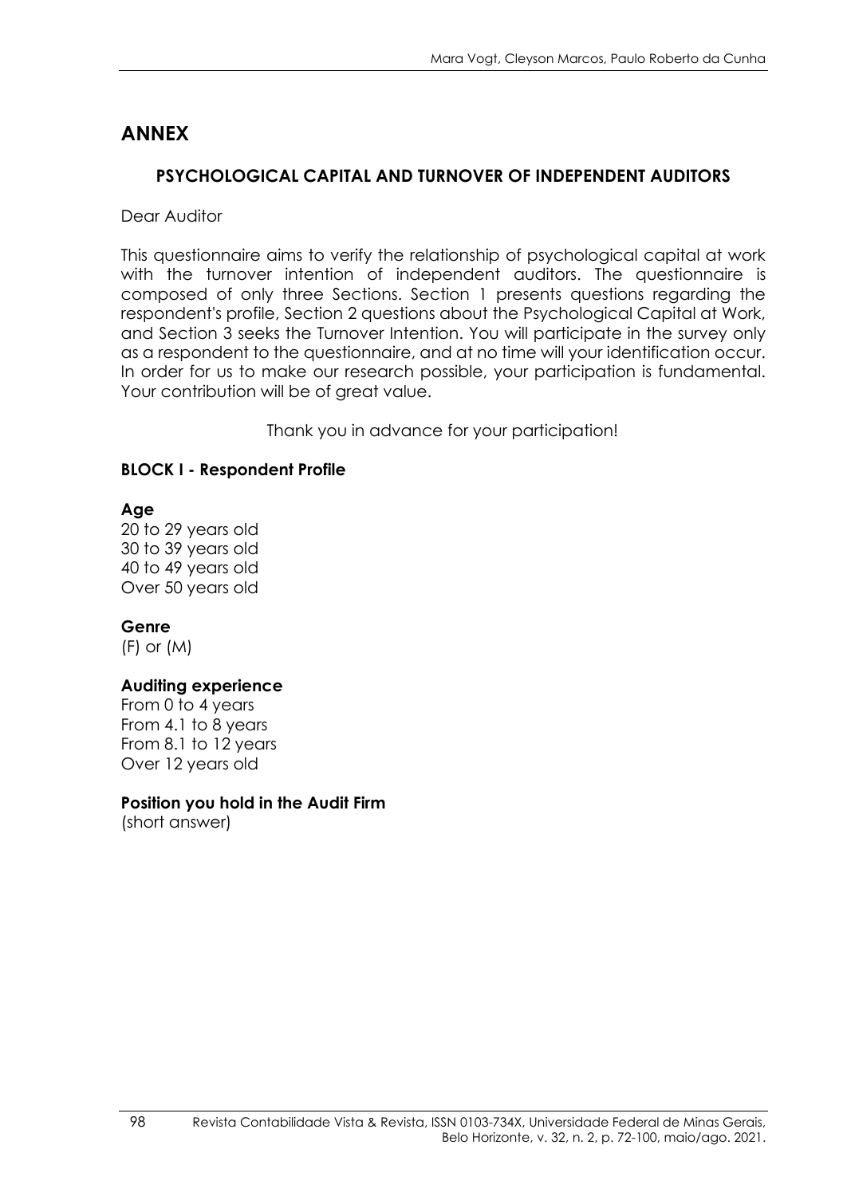## ANNEX

### PSYCHOLOGICAL CAPITAL AND TURNOVER OF INDEPENDENT AUDITORS

Dear Auditor

This questionnaire aims to verify the relationship of psychological capital at work with the turnover intention of independent auditors. The questionnaire is composed of only three Sections. Section 1 presents questions regarding the respondent's profile, Section 2 questions about the Psychological Capital at Work, and Section 3 seeks the Turnover Intention. You will participate in the survey only as a respondent to the questionnaire, and at no time will your identification occur. In order for us to make our research possible, your participation is fundamental. Your contribution will be of great value.

Thank you in advance for your participation!

**BLOCK I - Respondent Profile**

**Age**
20 to 29 years old
30 to 39 years old
40 to 49 years old
Over 50 years old

**Genre**
(F) or (M)

**Auditing experience**
From 0 to 4 years
From 4.1 to 8 years
From 8.1 to 12 years
Over 12 years old

**Position you hold in the Audit Firm**
(short answer)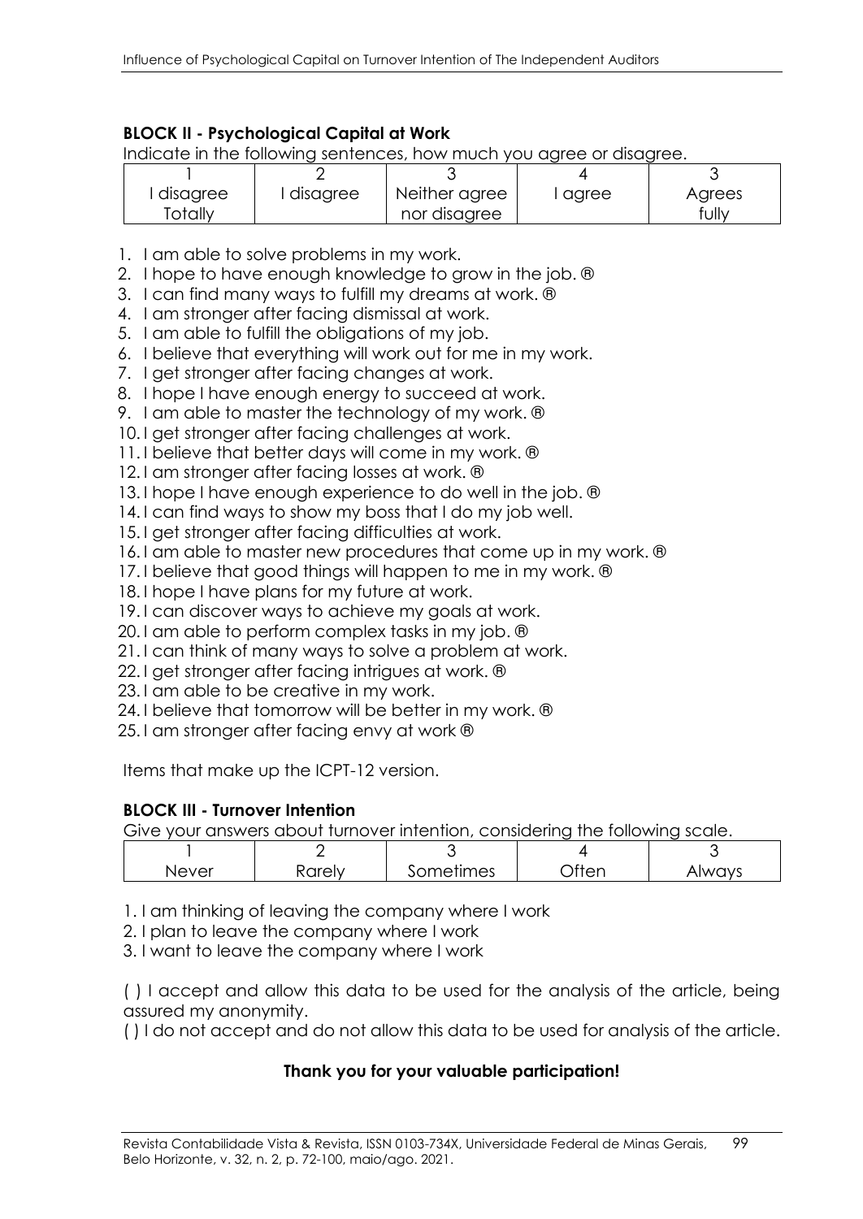### BLOCK II - Psychological Capital at Work

Indicate in the following sentences, how much you agree or disagree.

| 1 | 2 | 3 | 4 | 3 |
|---|---|---|---|---|
| I disagree Totally | I disagree | Neither agree nor disagree | I agree | Agrees fully |

1. I am able to solve problems in my work.
2. I hope to have enough knowledge to grow in the job. ®
3. I can find many ways to fulfill my dreams at work. ®
4. I am stronger after facing dismissal at work.
5. I am able to fulfill the obligations of my job.
6. I believe that everything will work out for me in my work.
7. I get stronger after facing changes at work.
8. I hope I have enough energy to succeed at work.
9. I am able to master the technology of my work. ®
10. I get stronger after facing challenges at work.
11. I believe that better days will come in my work. ®
12. I am stronger after facing losses at work. ®
13. I hope I have enough experience to do well in the job. ®
14. I can find ways to show my boss that I do my job well.
15. I get stronger after facing difficulties at work.
16. I am able to master new procedures that come up in my work. ®
17. I believe that good things will happen to me in my work. ®
18. I hope I have plans for my future at work.
19. I can discover ways to achieve my goals at work.
20. I am able to perform complex tasks in my job. ®
21. I can think of many ways to solve a problem at work.
22. I get stronger after facing intrigues at work. ®
23. I am able to be creative in my work.
24. I believe that tomorrow will be better in my work. ®
25. I am stronger after facing envy at work ®

Items that make up the ICPT-12 version.

### BLOCK III - Turnover Intention

Give your answers about turnover intention, considering the following scale.

| 1 | 2 | 3 | 4 | 3 |
|---|---|---|---|---|
| Never | Rarely | Sometimes | Often | Always |

1. I am thinking of leaving the company where I work
2. I plan to leave the company where I work
3. I want to leave the company where I work

( ) I accept and allow this data to be used for the analysis of the article, being assured my anonymity.

( ) I do not accept and do not allow this data to be used for analysis of the article.

**Thank you for your valuable participation!**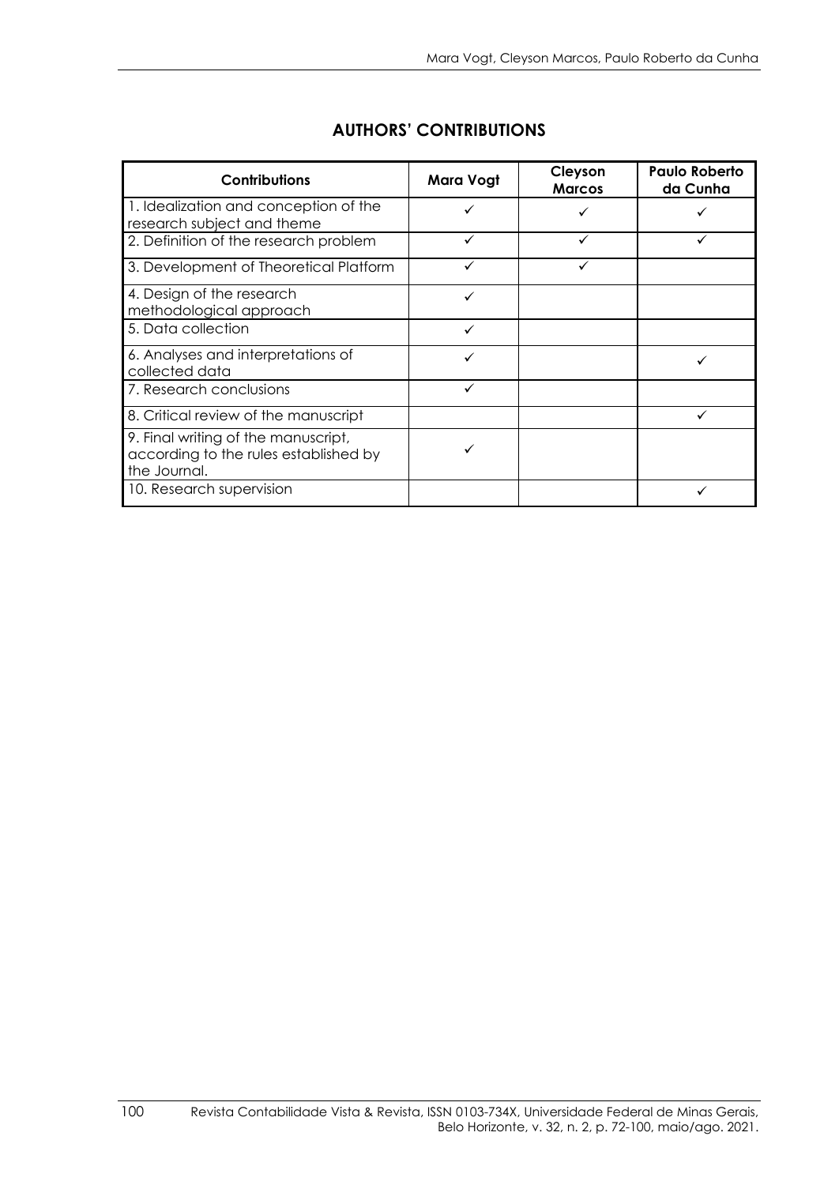## AUTHORS' CONTRIBUTIONS

| Contributions | Mara Vogt | Cleyson Marcos | Paulo Roberto da Cunha |
|---|---|---|---|
| 1. Idealization and conception of the research subject and theme | ✓ | ✓ | ✓ |
| 2. Definition of the research problem | ✓ | ✓ | ✓ |
| 3. Development of Theoretical Platform | ✓ | ✓ | |
| 4. Design of the research methodological approach | ✓ | | |
| 5. Data collection | ✓ | | |
| 6. Analyses and interpretations of collected data | ✓ | | ✓ |
| 7. Research conclusions | ✓ | | |
| 8. Critical review of the manuscript | | | ✓ |
| 9. Final writing of the manuscript, according to the rules established by the Journal. | ✓ | | |
| 10. Research supervision | | | ✓ |